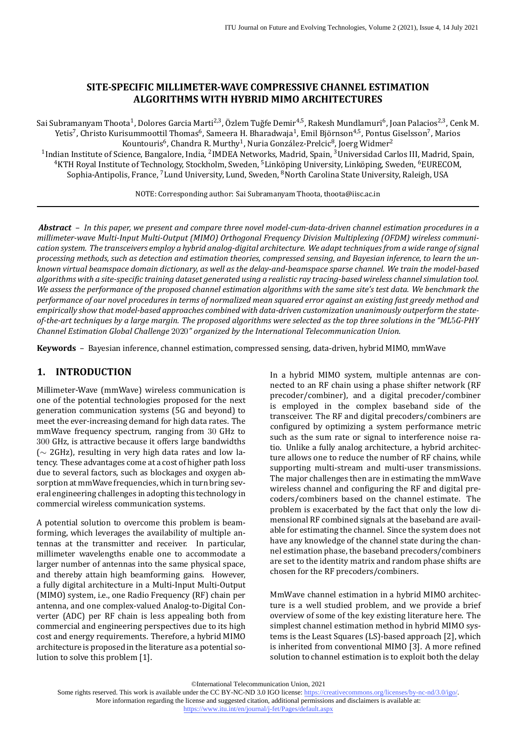# SITE-SPECIFIC MILLIMETER-WAVE COMPRESSIVE CHANNEL ESTIMATION ALGORITHMS WITH HYBRID MIMO ARCHITECTURES

Sai Subramanyam Thoota[1], Dolores Garcia Marti[2,3], Özlem Tuğfe Demir[4,5], Rakesh Mundlamuri[6], Joan Palacios[2,3], Cenk M. Yetis[7], Christo Kurisummoottil Thomas[6], Sameera H. Bharadwaja[1], Emil Björnson[4,5], Pontus Giselsson[7], Marios Kountouris[6], Chandra R. Murthy[1], Nuria González-Prelcic[8], Joerg Widmer[2]

[1]Indian Institute of Science, Bangalore, India, [2]IMDEA Networks, Madrid, Spain, [3]Universidad Carlos III, Madrid, Spain, [4]KTH Royal Institute of Technology, Stockholm, Sweden, [5]Linköping University, Linköping, Sweden, [6]EURECOM, Sophia-Antipolis, France, [7]Lund University, Lund, Sweden, [8]North Carolina State University, Raleigh, USA

NOTE: Corresponding author: Sai Subramanyam Thoota, thoota@iisc.ac.in

***Abstract*** – *In this paper, we present and compare three novel model-cum-data-driven channel estimation procedures in a millimeter-wave Multi-Input Multi-Output (MIMO) Orthogonal Frequency Division Multiplexing (OFDM) wireless communication system. The transceivers employ a hybrid analog-digital architecture. We adapt techniques from a wide range of signal processing methods, such as detection and estimation theories, compressed sensing, and Bayesian inference, to learn the unknown virtual beamspace domain dictionary, as well as the delay-and-beamspace sparse channel. We train the model-based algorithms with a site-specific training dataset generated using a realistic ray tracing-based wireless channel simulation tool. We assess the performance of the proposed channel estimation algorithms with the same site's test data. We benchmark the performance of our novel procedures in terms of normalized mean squared error against an existing fast greedy method and empirically show that model-based approaches combined with data-driven customization unanimously outperform the state-of-the-art techniques by a large margin. The proposed algorithms were selected as the top three solutions in the "ML5G-PHY Channel Estimation Global Challenge 2020" organized by the International Telecommunication Union.*

**Keywords** – Bayesian inference, channel estimation, compressed sensing, data-driven, hybrid MIMO, mmWave

## 1. INTRODUCTION

Millimeter-Wave (mmWave) wireless communication is one of the potential technologies proposed for the next generation communication systems (5G and beyond) to meet the ever-increasing demand for high data rates. The mmWave frequency spectrum, ranging from 30 GHz to 300 GHz, is attractive because it offers large bandwidths ($\sim$ 2GHz), resulting in very high data rates and low latency. These advantages come at a cost of higher path loss due to several factors, such as blockages and oxygen absorption at mmWave frequencies, which in turn bring several engineering challenges in adopting this technology in commercial wireless communication systems.

A potential solution to overcome this problem is beamforming, which leverages the availability of multiple antennas at the transmitter and receiver. In particular, millimeter wavelengths enable one to accommodate a larger number of antennas into the same physical space, and thereby attain high beamforming gains. However, a fully digital architecture in a Multi-Input Multi-Output (MIMO) system, i.e., one Radio Frequency (RF) chain per antenna, and one complex-valued Analog-to-Digital Converter (ADC) per RF chain is less appealing both from commercial and engineering perspectives due to its high cost and energy requirements. Therefore, a hybrid MIMO architecture is proposed in the literature as a potential solution to solve this problem [1].

In a hybrid MIMO system, multiple antennas are connected to an RF chain using a phase shifter network (RF precoder/combiner), and a digital precoder/combiner is employed in the complex baseband side of the transceiver. The RF and digital precoders/combiners are configured by optimizing a system performance metric such as the sum rate or signal to interference noise ratio. Unlike a fully analog architecture, a hybrid architecture allows one to reduce the number of RF chains, while supporting multi-stream and multi-user transmissions. The major challenges then are in estimating the mmWave wireless channel and configuring the RF and digital precoders/combiners based on the channel estimate. The problem is exacerbated by the fact that only the low dimensional RF combined signals at the baseband are available for estimating the channel. Since the system does not have any knowledge of the channel state during the channel estimation phase, the baseband precoders/combiners are set to the identity matrix and random phase shifts are chosen for the RF precoders/combiners.

MmWave channel estimation in a hybrid MIMO architecture is a well studied problem, and we provide a brief overview of some of the key existing literature here. The simplest channel estimation method in hybrid MIMO systems is the Least Squares (LS)-based approach [2], which is inherited from conventional MIMO [3]. A more refined solution to channel estimation is to exploit both the delay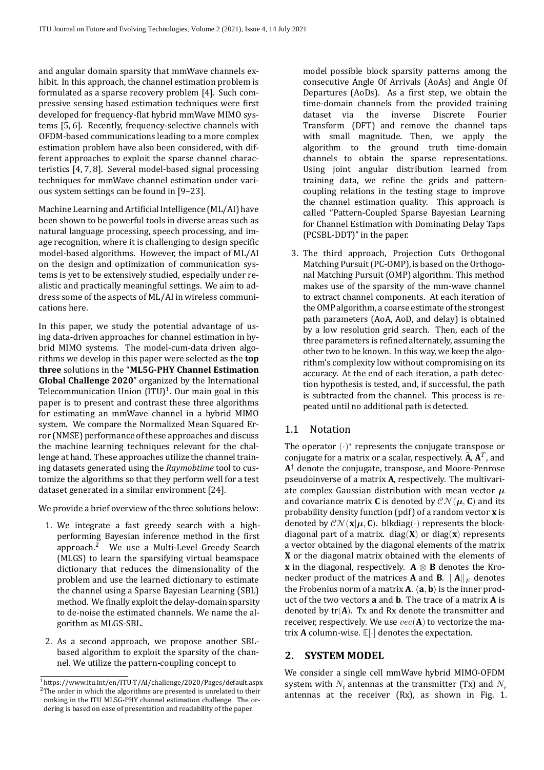and angular domain sparsity that mmWave channels exhibit. In this approach, the channel estimation problem is formulated as a sparse recovery problem [4]. Such compressive sensing based estimation techniques were first developed for frequency-flat hybrid mmWave MIMO systems [5, 6]. Recently, frequency-selective channels with OFDM-based communications leading to a more complex estimation problem have also been considered, with different approaches to exploit the sparse channel characteristics [4, 7, 8]. Several model-based signal processing techniques for mmWave channel estimation under various system settings can be found in [9–23].

Machine Learning and Artificial Intelligence (ML/AI) have been shown to be powerful tools in diverse areas such as natural language processing, speech processing, and image recognition, where it is challenging to design specific model-based algorithms. However, the impact of ML/AI on the design and optimization of communication systems is yet to be extensively studied, especially under realistic and practically meaningful settings. We aim to address some of the aspects of ML/AI in wireless communications here.

In this paper, we study the potential advantage of using data-driven approaches for channel estimation in hybrid MIMO systems. The model-cum-data driven algorithms we develop in this paper were selected as the **top three** solutions in the "**ML5G-PHY Channel Estimation Global Challenge 2020**" organized by the International Telecommunication Union (ITU)[1]. Our main goal in this paper is to present and contrast these three algorithms for estimating an mmWave channel in a hybrid MIMO system. We compare the Normalized Mean Squared Error (NMSE) performance of these approaches and discuss the machine learning techniques relevant for the challenge at hand. These approaches utilize the channel training datasets generated using the *Raymobtime* tool to customize the algorithms so that they perform well for a test dataset generated in a similar environment [24].

We provide a brief overview of the three solutions below:

1. We integrate a fast greedy search with a high-performing Bayesian inference method in the first approach.[2] We use a Multi-Level Greedy Search (MLGS) to learn the sparsifying virtual beamspace dictionary that reduces the dimensionality of the problem and use the learned dictionary to estimate the channel using a Sparse Bayesian Learning (SBL) method. We finally exploit the delay-domain sparsity to de-noise the estimated channels. We name the algorithm as MLGS-SBL.
2. As a second approach, we propose another SBL-based algorithm to exploit the sparsity of the channel. We utilize the pattern-coupling concept to model possible block sparsity patterns among the consecutive Angle Of Arrivals (AoAs) and Angle Of Departures (AoDs). As a first step, we obtain the time-domain channels from the provided training dataset via the inverse Discrete Fourier Transform (DFT) and remove the channel taps with small magnitude. Then, we apply the algorithm to the ground truth time-domain channels to obtain the sparse representations. Using joint angular distribution learned from training data, we refine the grids and pattern-coupling relations in the testing stage to improve the channel estimation quality. This approach is called "Pattern-Coupled Sparse Bayesian Learning for Channel Estimation with Dominating Delay Taps (PCSBL-DDT)" in the paper.
3. The third approach, Projection Cuts Orthogonal Matching Pursuit (PC-OMP), is based on the Orthogonal Matching Pursuit (OMP) algorithm. This method makes use of the sparsity of the mm-wave channel to extract channel components. At each iteration of the OMP algorithm, a coarse estimate of the strongest path parameters (AoA, AoD, and delay) is obtained by a low resolution grid search. Then, each of the three parameters is refined alternately, assuming the other two to be known. In this way, we keep the algorithm's complexity low without compromising on its accuracy. At the end of each iteration, a path detection hypothesis is tested, and, if successful, the path is subtracted from the channel. This process is repeated until no additional path is detected.

## 1.1 Notation

The operator $(\cdot)^*$ represents the conjugate transpose or conjugate for a matrix or a scalar, respectively. $\bar{\mathbf{A}}$, $\mathbf{A}^T$, and $\mathbf{A}^\dagger$ denote the conjugate, transpose, and Moore-Penrose pseudoinverse of a matrix $\mathbf{A}$, respectively. The multivariate complex Gaussian distribution with mean vector $\boldsymbol{\mu}$ and covariance matrix $\mathbf{C}$ is denoted by $\mathcal{CN}(\boldsymbol{\mu}, \mathbf{C})$ and its probability density function (pdf) of a random vector $\mathbf{x}$ is denoted by $\mathcal{CN}(\mathbf{x}|\boldsymbol{\mu}, \mathbf{C})$. blkdiag$(\cdot)$ represents the block-diagonal part of a matrix. diag$(\mathbf{X})$ or diag$(\mathbf{x})$ represents a vector obtained by the diagonal elements of the matrix $\mathbf{X}$ or the diagonal matrix obtained with the elements of $\mathbf{x}$ in the diagonal, respectively. $\mathbf{A} \otimes \mathbf{B}$ denotes the Kronecker product of the matrices $\mathbf{A}$ and $\mathbf{B}$. $||\mathbf{A}||_F$ denotes the Frobenius norm of a matrix $\mathbf{A}$. $\langle \mathbf{a}, \mathbf{b} \rangle$ is the inner product of the two vectors $\mathbf{a}$ and $\mathbf{b}$. The trace of a matrix $\mathbf{A}$ is denoted by tr$(\mathbf{A})$. Tx and Rx denote the transmitter and receiver, respectively. We use $vec(\mathbf{A})$ to vectorize the matrix $\mathbf{A}$ column-wise. $\mathbb{E}[\cdot]$ denotes the expectation.

## 2. SYSTEM MODEL

We consider a single cell mmWave hybrid MIMO-OFDM system with $N_t$ antennas at the transmitter (Tx) and $N_r$ antennas at the receiver (Rx), as shown in Fig. 1.

[1] https://www.itu.int/en/ITU-T/AI/challenge/2020/Pages/default.aspx

[2] The order in which the algorithms are presented is unrelated to their ranking in the ITU ML5G-PHY channel estimation challenge. The ordering is based on ease of presentation and readability of the paper.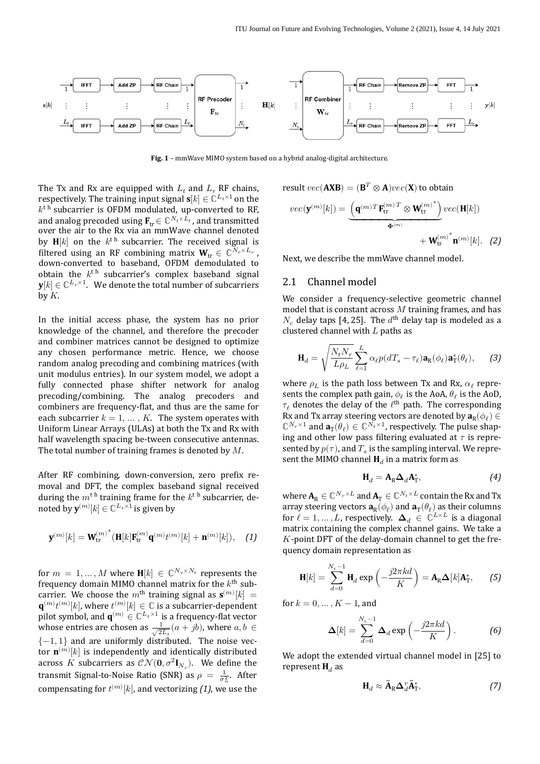**Fig. 1** – mmWave MIMO system based on a hybrid analog-digital architecture.

The Tx and Rx are equipped with $L_t$ and $L_r$ RF chains, respectively. The training input signal $\mathbf{s}[k] \in \mathbb{C}^{L_t \times 1}$ on the $k^{\text{th}}$ subcarrier is OFDM modulated, up-converted to RF, and analog precoded using $\mathbf{F}_{\text{tr}} \in \mathbb{C}^{N_t \times L_t}$, and transmitted over the air to the Rx via an mmWave channel denoted by $\mathbf{H}[k]$ on the $k^{\text{th}}$ subcarrier. The received signal is filtered using an RF combining matrix $\mathbf{W}_{\text{tr}} \in \mathbb{C}^{N_r \times L_r}$, down-converted to baseband, OFDM demodulated to obtain the $k^{\text{th}}$ subcarrier's complex baseband signal $\mathbf{y}[k] \in \mathbb{C}^{L_r \times 1}$. We denote the total number of subcarriers by $K$.

In the initial access phase, the system has no prior knowledge of the channel, and therefore the precoder and combiner matrices cannot be designed to optimize any chosen performance metric. Hence, we choose random analog precoding and combining matrices (with unit modulus entries). In our system model, we adopt a fully connected phase shifter network for analog precoding/combining. The analog precoders and combiners are frequency-flat, and thus are the same for each subcarrier $k = 1, \dots, K$. The system operates with Uniform Linear Arrays (ULAs) at both the Tx and Rx with half wavelength spacing be-tween consecutive antennas. The total number of training frames is denoted by $M$.

After RF combining, down-conversion, zero prefix removal and DFT, the complex baseband signal received during the $m^{\text{th}}$ training frame for the $k^{\text{th}}$ subcarrier, denoted by $\mathbf{y}^{(m)}[k] \in \mathbb{C}^{L_r \times 1}$ is given by

$$\mathbf{y}^{(m)}[k] = \mathbf{W}_{\text{tr}}^{(m)^*}(\mathbf{H}[k]\mathbf{F}_{\text{tr}}^{(m)}\mathbf{q}^{(m)}t^{(m)}[k] + \mathbf{n}^{(m)}[k]), \quad (1)$$

for $m = 1, \dots, M$ where $\mathbf{H}[k] \in \mathbb{C}^{N_r \times N_t}$ represents the frequency domain MIMO channel matrix for the $k^{\text{th}}$ subcarrier. We choose the $m^{\text{th}}$ training signal as $\mathbf{s}^{(m)}[k] = \mathbf{q}^{(m)}t^{(m)}[k]$, where $t^{(m)}[k] \in \mathbb{C}$ is a subcarrier-dependent pilot symbol, and $\mathbf{q}^{(m)} \in \mathbb{C}^{L_t \times 1}$ is a frequency-flat vector whose entries are chosen as $\frac{1}{\sqrt{2L_t}}(a + jb)$, where $a, b \in \{-1, 1\}$ and are uniformly distributed. The noise vector $\mathbf{n}^{(m)}[k]$ is independently and identically distributed across $K$ subcarriers as $\mathcal{CN}(\mathbf{0}, \sigma^2 \mathbf{I}_{N_r})$. We define the transmit Signal-to-Noise Ratio (SNR) as $\rho = \frac{1}{\sigma_n^2}$. After compensating for $t^{(m)}[k]$, and vectorizing *(1)*, we use the result $vec(\mathbf{AXB}) = (\mathbf{B}^T \otimes \mathbf{A})vec(\mathbf{X})$ to obtain

$$vec(\mathbf{y}^{(m)}[k]) = \underbrace{\left(\mathbf{q}^{(m)T}\mathbf{F}_{\text{tr}}^{(m)T} \otimes \mathbf{W}_{\text{tr}}^{(m)^*}\right)}_{\Phi^{(m)}} vec(\mathbf{H}[k]) + \mathbf{W}_{\text{tr}}^{(m)^*}\mathbf{n}^{(m)}[k]. \quad (2)$$

Next, we describe the mmWave channel model.

## 2.1 Channel model

We consider a frequency-selective geometric channel model that is constant across $M$ training frames, and has $N_c$ delay taps [4, 25]. The $d^{\text{th}}$ delay tap is modeled as a clustered channel with $L$ paths as

$$\mathbf{H}_d = \sqrt{\frac{N_t N_r}{L\rho_L}} \sum_{\ell=1}^{L} \alpha_\ell p(dT_s - \tau_\ell)\mathbf{a}_{\text{R}}(\phi_\ell)\mathbf{a}_{\text{T}}^*(\theta_\ell), \quad (3)$$

where $\rho_L$ is the path loss between Tx and Rx, $\alpha_\ell$ represents the complex path gain, $\phi_\ell$ is the AoA, $\theta_\ell$ is the AoD, $\tau_\ell$ denotes the delay of the $\ell^{\text{th}}$ path. The corresponding Rx and Tx array steering vectors are denoted by $\mathbf{a}_{\text{R}}(\phi_\ell) \in \mathbb{C}^{N_r \times 1}$ and $\mathbf{a}_{\text{T}}(\theta_\ell) \in \mathbb{C}^{N_t \times 1}$, respectively. The pulse shaping and other low pass filtering evaluated at $\tau$ is represented by $p(\tau)$, and $T_s$ is the sampling interval. We represent the MIMO channel $\mathbf{H}_d$ in a matrix form as

$$\mathbf{H}_d = \mathbf{A}_{\text{R}}\mathbf{\Delta}_d\mathbf{A}_{\text{T}}^*, \quad (4)$$

where $\mathbf{A}_{\text{R}} \in \mathbb{C}^{N_r \times L}$ and $\mathbf{A}_{\text{T}} \in \mathbb{C}^{N_t \times L}$ contain the Rx and Tx array steering vectors $\mathbf{a}_{\text{R}}(\phi_\ell)$ and $\mathbf{a}_{\text{T}}(\theta_\ell)$ as their columns for $\ell = 1, \dots, L$, respectively. $\mathbf{\Delta}_d \in \mathbb{C}^{L \times L}$ is a diagonal matrix containing the complex channel gains. We take a $K$-point DFT of the delay-domain channel to get the frequency domain representation as

$$\mathbf{H}[k] = \sum_{d=0}^{N_c - 1} \mathbf{H}_d \exp\left(-\frac{j2\pi kd}{K}\right) = \mathbf{A}_{\text{R}}\mathbf{\Delta}[k]\mathbf{A}_{\text{T}}^*, \quad (5)$$

for $k = 0, \dots, K - 1$, and

$$\mathbf{\Delta}[k] = \sum_{d=0}^{N_c - 1} \mathbf{\Delta}_d \exp\left(-\frac{j2\pi kd}{K}\right). \quad (6)$$

We adopt the extended virtual channel model in [25] to represent $\mathbf{H}_d$ as

$$\mathbf{H}_d \approx \tilde{\mathbf{A}}_{\text{R}}\mathbf{\Delta}_d^v\tilde{\mathbf{A}}_{\text{T}}^*, \quad (7)$$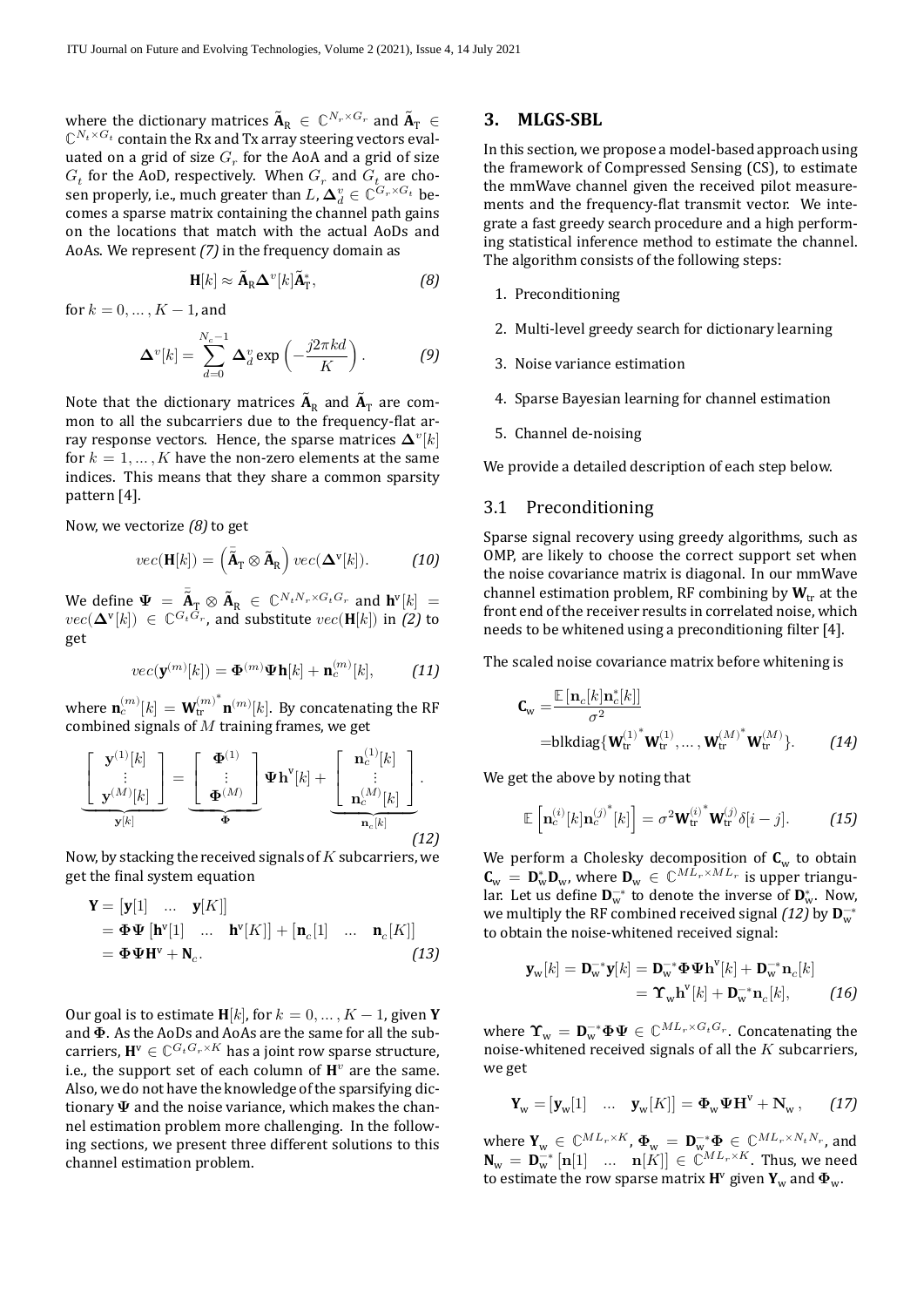where the dictionary matrices $\tilde{\mathbf{A}}_{\mathrm{R}} \in \mathbb{C}^{N_r \times G_r}$ and $\tilde{\mathbf{A}}_{\mathrm{T}} \in \mathbb{C}^{N_t \times G_t}$ contain the Rx and Tx array steering vectors evaluated on a grid of size $G_r$ for the AoA and a grid of size $G_t$ for the AoD, respectively. When $G_r$ and $G_t$ are chosen properly, i.e., much greater than $L$, $\mathbf{\Delta}_d^v \in \mathbb{C}^{G_r \times G_t}$ becomes a sparse matrix containing the channel path gains on the locations that match with the actual AoDs and AoAs. We represent *(7)* in the frequency domain as

$$\mathbf{H}[k] \approx \tilde{\mathbf{A}}_{\mathrm{R}} \mathbf{\Delta}^v[k] \tilde{\mathbf{A}}_{\mathrm{T}}^*, \tag{8}$$

for $k = 0, \ldots, K-1$, and

$$\mathbf{\Delta}^v[k] = \sum_{d=0}^{N_c - 1} \mathbf{\Delta}_d^v \exp\left(-\frac{j2\pi k d}{K}\right). \tag{9}$$

Note that the dictionary matrices $\tilde{\mathbf{A}}_{\mathrm{R}}$ and $\tilde{\mathbf{A}}_{\mathrm{T}}$ are common to all the subcarriers due to the frequency-flat array response vectors. Hence, the sparse matrices $\mathbf{\Delta}^v[k]$ for $k = 1, \ldots, K$ have the non-zero elements at the same indices. This means that they share a common sparsity pattern [4].

Now, we vectorize *(8)* to get

$$vec(\mathbf{H}[k]) = \left(\bar{\tilde{\mathbf{A}}}_{\mathrm{T}} \otimes \tilde{\mathbf{A}}_{\mathrm{R}}\right) vec(\mathbf{\Delta}^{\mathrm{v}}[k]). \tag{10}$$

We define $\mathbf{\Psi} = \bar{\tilde{\mathbf{A}}}_{\mathrm{T}} \otimes \tilde{\mathbf{A}}_{\mathrm{R}} \in \mathbb{C}^{N_t N_r \times G_t G_r}$ and $\mathbf{h}^{\mathrm{v}}[k] = vec(\mathbf{\Delta}^{\mathrm{v}}[k]) \in \mathbb{C}^{G_t G_r}$, and substitute $vec(\mathbf{H}[k])$ in *(2)* to get

$$vec(\mathbf{y}^{(m)}[k]) = \mathbf{\Phi}^{(m)} \mathbf{\Psi} \mathbf{h}[k] + \mathbf{n}_c^{(m)}[k], \tag{11}$$

where $\mathbf{n}_c^{(m)}[k] = {\mathbf{W}_{\mathrm{tr}}^{(m)}}^* \mathbf{n}^{(m)}[k]$. By concatenating the RF combined signals of $M$ training frames, we get

$$\underbrace{\begin{bmatrix} \mathbf{y}^{(1)}[k] \\ \vdots \\ \mathbf{y}^{(M)}[k] \end{bmatrix}}_{\mathbf{y}[k]} = \underbrace{\begin{bmatrix} \mathbf{\Phi}^{(1)} \\ \vdots \\ \mathbf{\Phi}^{(M)} \end{bmatrix}}_{\mathbf{\Phi}} \mathbf{\Psi} \mathbf{h}^{\mathrm{v}}[k] + \underbrace{\begin{bmatrix} \mathbf{n}_c^{(1)}[k] \\ \vdots \\ \mathbf{n}_c^{(M)}[k] \end{bmatrix}}_{\mathbf{n}_c[k]}. \tag{12}$$

Now, by stacking the received signals of $K$ subcarriers, we get the final system equation

$$\begin{aligned} \mathbf{Y} &= [\mathbf{y}[1] \quad \ldots \quad \mathbf{y}[K]] \\ &= \mathbf{\Phi} \mathbf{\Psi} \left[\mathbf{h}^{\mathrm{v}}[1] \quad \ldots \quad \mathbf{h}^{\mathrm{v}}[K]\right] + \left[\mathbf{n}_c[1] \quad \ldots \quad \mathbf{n}_c[K]\right] \\ &= \mathbf{\Phi} \mathbf{\Psi} \mathbf{H}^{\mathrm{v}} + \mathbf{N}_c. \end{aligned} \tag{13}$$

Our goal is to estimate $\mathbf{H}[k]$, for $k = 0, \ldots, K-1$, given $\mathbf{Y}$ and $\mathbf{\Phi}$. As the AoDs and AoAs are the same for all the subcarriers, $\mathbf{H}^{\mathrm{v}} \in \mathbb{C}^{G_t G_r \times K}$ has a joint row sparse structure, i.e., the support set of each column of $\mathbf{H}^v$ are the same. Also, we do not have the knowledge of the sparsifying dictionary $\mathbf{\Psi}$ and the noise variance, which makes the channel estimation problem more challenging. In the following sections, we present three different solutions to this channel estimation problem.

## 3. MLGS-SBL

In this section, we propose a model-based approach using the framework of Compressed Sensing (CS), to estimate the mmWave channel given the received pilot measurements and the frequency-flat transmit vector. We integrate a fast greedy search procedure and a high performing statistical inference method to estimate the channel. The algorithm consists of the following steps:

1. Preconditioning
2. Multi-level greedy search for dictionary learning
3. Noise variance estimation
4. Sparse Bayesian learning for channel estimation
5. Channel de-noising

We provide a detailed description of each step below.

### 3.1 Preconditioning

Sparse signal recovery using greedy algorithms, such as OMP, are likely to choose the correct support set when the noise covariance matrix is diagonal. In our mmWave channel estimation problem, RF combining by $\mathbf{W}_{\mathrm{tr}}$ at the front end of the receiver results in correlated noise, which needs to be whitened using a preconditioning filter [4].

The scaled noise covariance matrix before whitening is

$$\begin{aligned} \mathbf{C}_{\mathrm{w}} &= \frac{\mathbb{E}\left[\mathbf{n}_c[k] \mathbf{n}_c^*[k]\right]}{\sigma^2} \\ &= \mathrm{blkdiag}\{{\mathbf{W}_{\mathrm{tr}}^{(1)}}^* \mathbf{W}_{\mathrm{tr}}^{(1)}, \ldots, {\mathbf{W}_{\mathrm{tr}}^{(M)}}^* \mathbf{W}_{\mathrm{tr}}^{(M)}\}. \end{aligned} \tag{14}$$

We get the above by noting that

$$\mathbb{E}\left[\mathbf{n}_c^{(i)}[k] {\mathbf{n}_c^{(j)}}^*[k]\right] = \sigma^2 {\mathbf{W}_{\mathrm{tr}}^{(i)}}^* \mathbf{W}_{\mathrm{tr}}^{(j)} \delta[i-j]. \tag{15}$$

We perform a Cholesky decomposition of $\mathbf{C}_{\mathrm{w}}$ to obtain $\mathbf{C}_{\mathrm{w}} = \mathbf{D}_{\mathrm{w}}^* \mathbf{D}_{\mathrm{w}}$, where $\mathbf{D}_{\mathrm{w}} \in \mathbb{C}^{ML_r \times ML_r}$ is upper triangular. Let us define $\mathbf{D}_{\mathrm{w}}^{-*}$ to denote the inverse of $\mathbf{D}_{\mathrm{w}}^*$. Now, we multiply the RF combined received signal *(12)* by $\mathbf{D}_{\mathrm{w}}^{-*}$ to obtain the noise-whitened received signal:

$$\begin{aligned} \mathbf{y}_{\mathrm{w}}[k] = \mathbf{D}_{\mathrm{w}}^{-*} \mathbf{y}[k] &= \mathbf{D}_{\mathrm{w}}^{-*} \mathbf{\Phi} \mathbf{\Psi} \mathbf{h}^{\mathrm{v}}[k] + \mathbf{D}_{\mathrm{w}}^{-*} \mathbf{n}_c[k] \\ &= \mathbf{\Upsilon}_{\mathrm{w}} \mathbf{h}^{\mathrm{v}}[k] + \mathbf{D}_{\mathrm{w}}^{-*} \mathbf{n}_c[k], \end{aligned} \tag{16}$$

where $\mathbf{\Upsilon}_{\mathrm{w}} = \mathbf{D}_{\mathrm{w}}^{-*} \mathbf{\Phi} \mathbf{\Psi} \in \mathbb{C}^{ML_r \times G_t G_r}$. Concatenating the noise-whitened received signals of all the $K$ subcarriers, we get

$$\mathbf{Y}_{\mathrm{w}} = [\mathbf{y}_{\mathrm{w}}[1] \quad \ldots \quad \mathbf{y}_{\mathrm{w}}[K]] = \mathbf{\Phi}_{\mathrm{w}} \mathbf{\Psi} \mathbf{H}^{\mathrm{v}} + \mathbf{N}_{\mathrm{w}}, \tag{17}$$

where $\mathbf{Y}_{\mathrm{w}} \in \mathbb{C}^{ML_r \times K}$, $\mathbf{\Phi}_{\mathrm{w}} = \mathbf{D}_{\mathrm{w}}^{-*} \mathbf{\Phi} \in \mathbb{C}^{ML_r \times N_t N_r}$, and $\mathbf{N}_{\mathrm{w}} = \mathbf{D}_{\mathrm{w}}^{-*} \left[\mathbf{n}[1] \quad \ldots \quad \mathbf{n}[K]\right] \in \mathbb{C}^{ML_r \times K}$. Thus, we need to estimate the row sparse matrix $\mathbf{H}^{\mathrm{v}}$ given $\mathbf{Y}_{\mathrm{w}}$ and $\mathbf{\Phi}_{\mathrm{w}}$.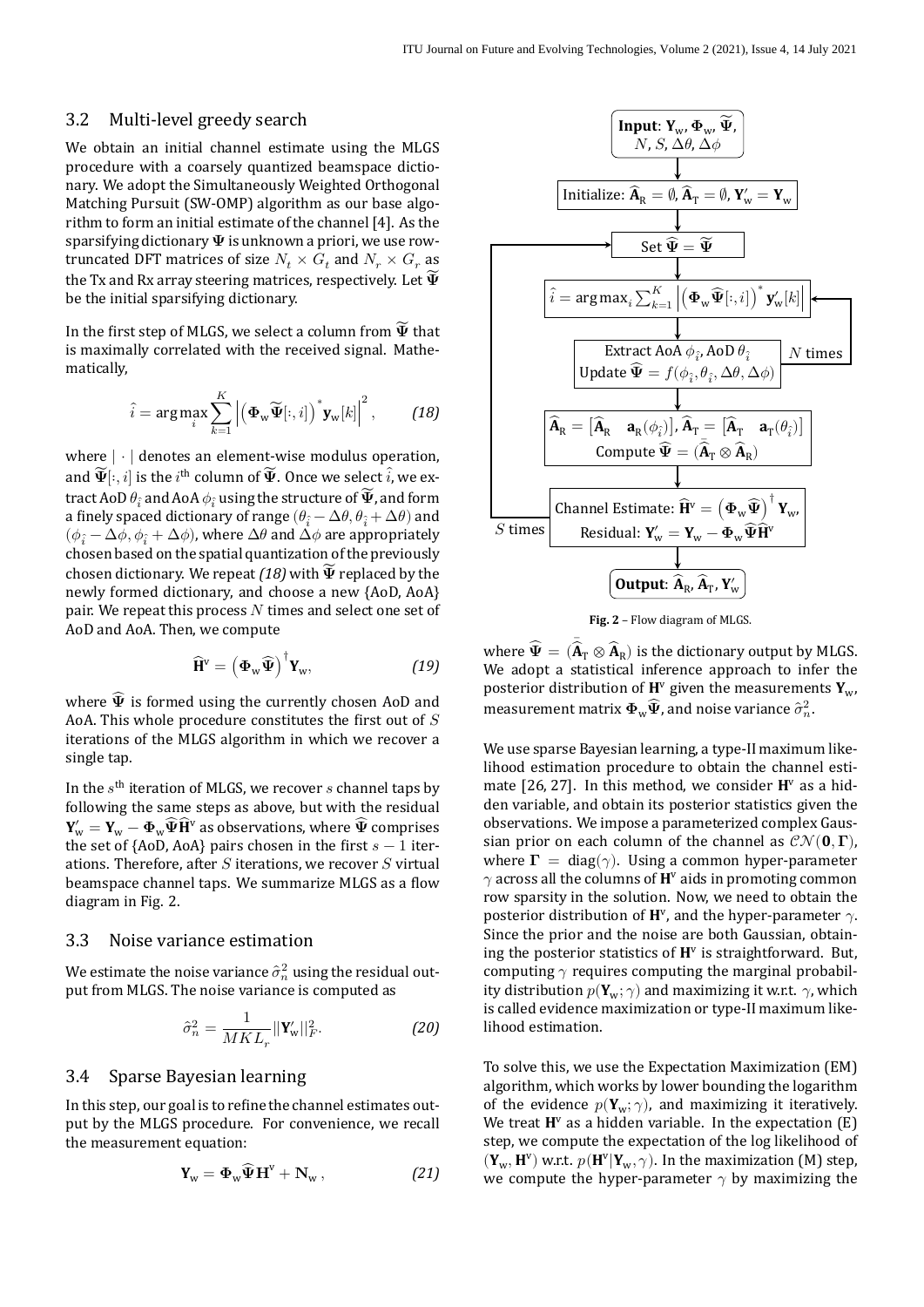### 3.2 Multi-level greedy search

We obtain an initial channel estimate using the MLGS procedure with a coarsely quantized beamspace dictionary. We adopt the Simultaneously Weighted Orthogonal Matching Pursuit (SW-OMP) algorithm as our base algorithm to form an initial estimate of the channel [4]. As the sparsifying dictionary $\mathbf{\Psi}$ is unknown a priori, we use row-truncated DFT matrices of size $N_t \times G_t$ and $N_r \times G_r$ as the Tx and Rx array steering matrices, respectively. Let $\widetilde{\mathbf{\Psi}}$ be the initial sparsifying dictionary.

In the first step of MLGS, we select a column from $\widetilde{\mathbf{\Psi}}$ that is maximally correlated with the received signal. Mathematically,

$$\hat{i} = \arg\max_i \sum_{k=1}^{K} \left| \left(\mathbf{\Phi}_{\mathrm{w}} \widetilde{\mathbf{\Psi}}[:, i]\right)^* \mathbf{y}_{\mathrm{w}}[k] \right|^2, \qquad (18)$$

where $|\cdot|$ denotes an element-wise modulus operation, and $\widetilde{\mathbf{\Psi}}[:, i]$ is the $i^{\text{th}}$ column of $\widetilde{\mathbf{\Psi}}$. Once we select $\hat{i}$, we extract AoD $\theta_{\hat{i}}$ and AoA $\phi_{\hat{i}}$ using the structure of $\widetilde{\mathbf{\Psi}}$, and form a finely spaced dictionary of range $(\theta_{\hat{i}} - \Delta\theta, \theta_{\hat{i}} + \Delta\theta)$ and $(\phi_{\hat{i}} - \Delta\phi, \phi_{\hat{i}} + \Delta\phi)$, where $\Delta\theta$ and $\Delta\phi$ are appropriately chosen based on the spatial quantization of the previously chosen dictionary. We repeat *(18)* with $\widetilde{\mathbf{\Psi}}$ replaced by the newly formed dictionary, and choose a new {AoD, AoA} pair. We repeat this process $N$ times and select one set of AoD and AoA. Then, we compute

$$\widehat{\mathbf{H}}^{\mathrm{v}} = \left(\mathbf{\Phi}_{\mathrm{w}} \widehat{\mathbf{\Psi}}\right)^{\dagger} \mathbf{Y}_{\mathrm{w}}, \qquad (19)$$

where $\widehat{\mathbf{\Psi}}$ is formed using the currently chosen AoD and AoA. This whole procedure constitutes the first out of $S$ iterations of the MLGS algorithm in which we recover a single tap.

In the $s^{\text{th}}$ iteration of MLGS, we recover $s$ channel taps by following the same steps as above, but with the residual $\mathbf{Y}'_{\mathrm{w}} = \mathbf{Y}_{\mathrm{w}} - \mathbf{\Phi}_{\mathrm{w}} \widehat{\mathbf{\Psi}} \widehat{\mathbf{H}}^{\mathrm{v}}$ as observations, where $\widehat{\mathbf{\Psi}}$ comprises the set of {AoD, AoA} pairs chosen in the first $s-1$ iterations. Therefore, after $S$ iterations, we recover $S$ virtual beamspace channel taps. We summarize MLGS as a flow diagram in Fig. 2.

**Input**: $\mathbf{Y}_{\mathrm{w}}$, $\mathbf{\Phi}_{\mathrm{w}}$, $\widetilde{\mathbf{\Psi}}$, $N$, $S$, $\Delta\theta$, $\Delta\phi$

Initialize: $\widehat{\mathbf{A}}_{\mathrm{R}} = \emptyset$, $\widehat{\mathbf{A}}_{\mathrm{T}} = \emptyset$, $\mathbf{Y}'_{\mathrm{w}} = \mathbf{Y}_{\mathrm{w}}$

Set $\widehat{\mathbf{\Psi}} = \widetilde{\mathbf{\Psi}}$

$\hat{i} = \arg\max_i \sum_{k=1}^{K} \left| \left(\mathbf{\Phi}_{\mathrm{w}} \widehat{\mathbf{\Psi}}[:, i]\right)^* \mathbf{y}'_{\mathrm{w}}[k] \right|$

Extract AoA $\phi_{\hat{i}}$, AoD $\theta_{\hat{i}}$; Update $\widehat{\mathbf{\Psi}} = f(\phi_{\hat{i}}, \theta_{\hat{i}}, \Delta\theta, \Delta\phi)$ ($N$ times)

$\widehat{\mathbf{A}}_{\mathrm{R}} = [\widehat{\mathbf{A}}_{\mathrm{R}} \quad \mathbf{a}_{\mathrm{R}}(\phi_{\hat{i}})]$, $\widehat{\mathbf{A}}_{\mathrm{T}} = [\widehat{\mathbf{A}}_{\mathrm{T}} \quad \mathbf{a}_{\mathrm{T}}(\theta_{\hat{i}})]$; Compute $\widehat{\mathbf{\Psi}} = (\widehat{\mathbf{A}}_{\mathrm{T}} \otimes \widehat{\mathbf{A}}_{\mathrm{R}})$

Channel Estimate: $\widehat{\mathbf{H}}^{\mathrm{v}} = \left(\mathbf{\Phi}_{\mathrm{w}} \widehat{\mathbf{\Psi}}\right)^{\dagger} \mathbf{Y}_{\mathrm{w}}$, Residual: $\mathbf{Y}'_{\mathrm{w}} = \mathbf{Y}_{\mathrm{w}} - \mathbf{\Phi}_{\mathrm{w}} \widehat{\mathbf{\Psi}} \widehat{\mathbf{H}}^{\mathrm{v}}$ ($S$ times)

**Output**: $\widehat{\mathbf{A}}_{\mathrm{R}}$, $\widehat{\mathbf{A}}_{\mathrm{T}}$, $\mathbf{Y}'_{\mathrm{w}}$

**Fig. 2** – Flow diagram of MLGS.

### 3.3 Noise variance estimation

We estimate the noise variance $\hat{\sigma}_n^2$ using the residual output from MLGS. The noise variance is computed as

$$\hat{\sigma}_n^2 = \frac{1}{MKL_r} \|\mathbf{Y}'_{\mathrm{w}}\|_F^2. \qquad (20)$$

### 3.4 Sparse Bayesian learning

In this step, our goal is to refine the channel estimates output by the MLGS procedure. For convenience, we recall the measurement equation:

$$\mathbf{Y}_{\mathrm{w}} = \mathbf{\Phi}_{\mathrm{w}} \widehat{\mathbf{\Psi}} \mathbf{H}^{\mathrm{v}} + \mathbf{N}_{\mathrm{w}}, \qquad (21)$$

where $\widehat{\mathbf{\Psi}} = (\widehat{\mathbf{A}}_{\mathrm{T}} \otimes \widehat{\mathbf{A}}_{\mathrm{R}})$ is the dictionary output by MLGS. We adopt a statistical inference approach to infer the posterior distribution of $\mathbf{H}^{\mathrm{v}}$ given the measurements $\mathbf{Y}_{\mathrm{w}}$, measurement matrix $\mathbf{\Phi}_{\mathrm{w}} \widehat{\mathbf{\Psi}}$, and noise variance $\hat{\sigma}_n^2$.

We use sparse Bayesian learning, a type-II maximum likelihood estimation procedure to obtain the channel estimate [26, 27]. In this method, we consider $\mathbf{H}^{\mathrm{v}}$ as a hidden variable, and obtain its posterior statistics given the observations. We impose a parameterized complex Gaussian prior on each column of the channel as $\mathcal{CN}(\mathbf{0}, \mathbf{\Gamma})$, where $\mathbf{\Gamma} = \operatorname{diag}(\gamma)$. Using a common hyper-parameter $\gamma$ across all the columns of $\mathbf{H}^{\mathrm{v}}$ aids in promoting common row sparsity in the solution. Now, we need to obtain the posterior distribution of $\mathbf{H}^{\mathrm{v}}$, and the hyper-parameter $\gamma$. Since the prior and the noise are both Gaussian, obtaining the posterior statistics of $\mathbf{H}^{\mathrm{v}}$ is straightforward. But, computing $\gamma$ requires computing the marginal probability distribution $p(\mathbf{Y}_{\mathrm{w}}; \gamma)$ and maximizing it w.r.t. $\gamma$, which is called evidence maximization or type-II maximum likelihood estimation.

To solve this, we use the Expectation Maximization (EM) algorithm, which works by lower bounding the logarithm of the evidence $p(\mathbf{Y}_{\mathrm{w}}; \gamma)$, and maximizing it iteratively. We treat $\mathbf{H}^{\mathrm{v}}$ as a hidden variable. In the expectation (E) step, we compute the expectation of the log likelihood of $(\mathbf{Y}_{\mathrm{w}}, \mathbf{H}^{\mathrm{v}})$ w.r.t. $p(\mathbf{H}^{\mathrm{v}} | \mathbf{Y}_{\mathrm{w}}, \gamma)$. In the maximization (M) step, we compute the hyper-parameter $\gamma$ by maximizing the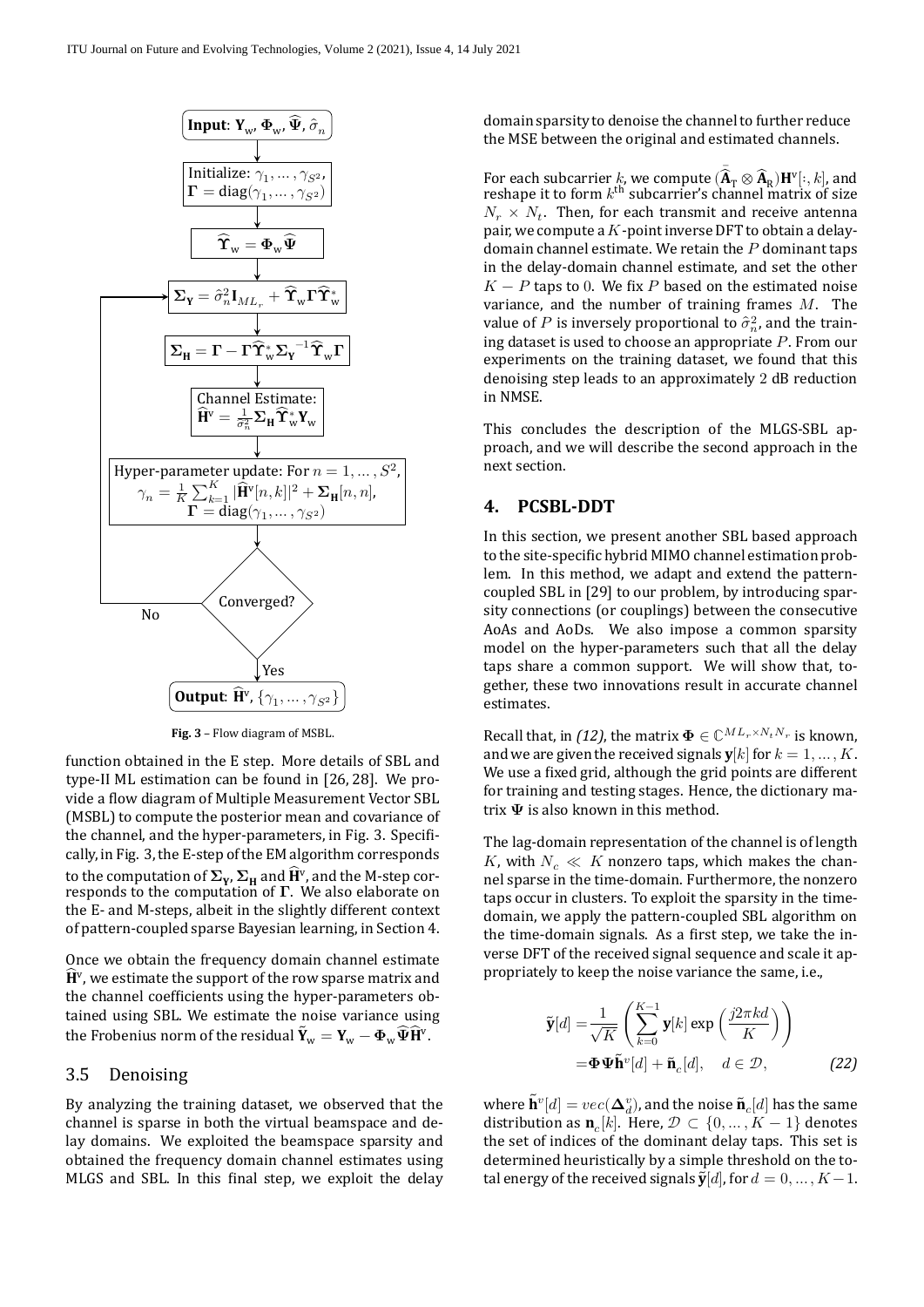**Fig. 3** – Flow diagram of MSBL.

function obtained in the E step. More details of SBL and type-II ML estimation can be found in [26, 28]. We provide a flow diagram of Multiple Measurement Vector SBL (MSBL) to compute the posterior mean and covariance of the channel, and the hyper-parameters, in Fig. 3. Specifically, in Fig. 3, the E-step of the EM algorithm corresponds to the computation of $\mathbf{\Sigma_Y}$, $\mathbf{\Sigma_H}$ and $\widehat{\mathbf{H}}^{\mathrm{v}}$, and the M-step corresponds to the computation of $\mathbf{\Gamma}$. We also elaborate on the E- and M-steps, albeit in the slightly different context of pattern-coupled sparse Bayesian learning, in Section 4.

Once we obtain the frequency domain channel estimate $\widehat{\mathbf{H}}^{\mathrm{v}}$, we estimate the support of the row sparse matrix and the channel coefficients using the hyper-parameters obtained using SBL. We estimate the noise variance using the Frobenius norm of the residual $\tilde{\mathbf{Y}}_{\mathrm{w}} = \mathbf{Y}_{\mathrm{w}} - \mathbf{\Phi}_{\mathrm{w}}\widehat{\mathbf{\Psi}}\widehat{\mathbf{H}}^{\mathrm{v}}$.

### 3.5 Denoising

By analyzing the training dataset, we observed that the channel is sparse in both the virtual beamspace and delay domains. We exploited the beamspace sparsity and obtained the frequency domain channel estimates using MLGS and SBL. In this final step, we exploit the delay domain sparsity to denoise the channel to further reduce the MSE between the original and estimated channels.

For each subcarrier $k$, we compute $(\bar{\widehat{\mathbf{A}}}_{\mathrm{T}} \otimes \widehat{\mathbf{A}}_{\mathrm{R}})\mathbf{H}^{\mathrm{v}}[:,k]$, and reshape it to form $k^{\mathrm{th}}$ subcarrier's channel matrix of size $N_r \times N_t$. Then, for each transmit and receive antenna pair, we compute a $K$-point inverse DFT to obtain a delay-domain channel estimate. We retain the $P$ dominant taps in the delay-domain channel estimate, and set the other $K-P$ taps to 0. We fix $P$ based on the estimated noise variance, and the number of training frames $M$. The value of $P$ is inversely proportional to $\hat{\sigma}_n^2$, and the training dataset is used to choose an appropriate $P$. From our experiments on the training dataset, we found that this denoising step leads to an approximately 2 dB reduction in NMSE.

This concludes the description of the MLGS-SBL approach, and we will describe the second approach in the next section.

## 4. PCSBL-DDT

In this section, we present another SBL based approach to the site-specific hybrid MIMO channel estimation problem. In this method, we adapt and extend the pattern-coupled SBL in [29] to our problem, by introducing sparsity connections (or couplings) between the consecutive AoAs and AoDs. We also impose a common sparsity model on the hyper-parameters such that all the delay taps share a common support. We will show that, together, these two innovations result in accurate channel estimates.

Recall that, in *(12)*, the matrix $\mathbf{\Phi} \in \mathbb{C}^{ML_r \times N_t N_r}$ is known, and we are given the received signals $\mathbf{y}[k]$ for $k = 1, \ldots, K$. We use a fixed grid, although the grid points are different for training and testing stages. Hence, the dictionary matrix $\mathbf{\Psi}$ is also known in this method.

The lag-domain representation of the channel is of length $K$, with $N_c \ll K$ nonzero taps, which makes the channel sparse in the time-domain. Furthermore, the nonzero taps occur in clusters. To exploit the sparsity in the time-domain, we apply the pattern-coupled SBL algorithm on the time-domain signals. As a first step, we take the inverse DFT of the received signal sequence and scale it appropriately to keep the noise variance the same, i.e.,

$$
\begin{aligned}
\tilde{\mathbf{y}}[d] &= \frac{1}{\sqrt{K}}\left(\sum_{k=0}^{K-1}\mathbf{y}[k]\exp\left(\frac{j2\pi kd}{K}\right)\right) \\
&= \mathbf{\Phi}\mathbf{\Psi}\tilde{\mathbf{h}}^{v}[d] + \tilde{\mathbf{n}}_c[d], \quad d \in \mathcal{D}, \qquad (22)
\end{aligned}
$$

where $\tilde{\mathbf{h}}^{v}[d] = vec(\mathbf{\Delta}_d^{v})$, and the noise $\tilde{\mathbf{n}}_c[d]$ has the same distribution as $\mathbf{n}_c[k]$. Here, $\mathcal{D} \subset \{0, \ldots, K-1\}$ denotes the set of indices of the dominant delay taps. This set is determined heuristically by a simple threshold on the total energy of the received signals $\tilde{\mathbf{y}}[d]$, for $d = 0, \ldots, K-1$.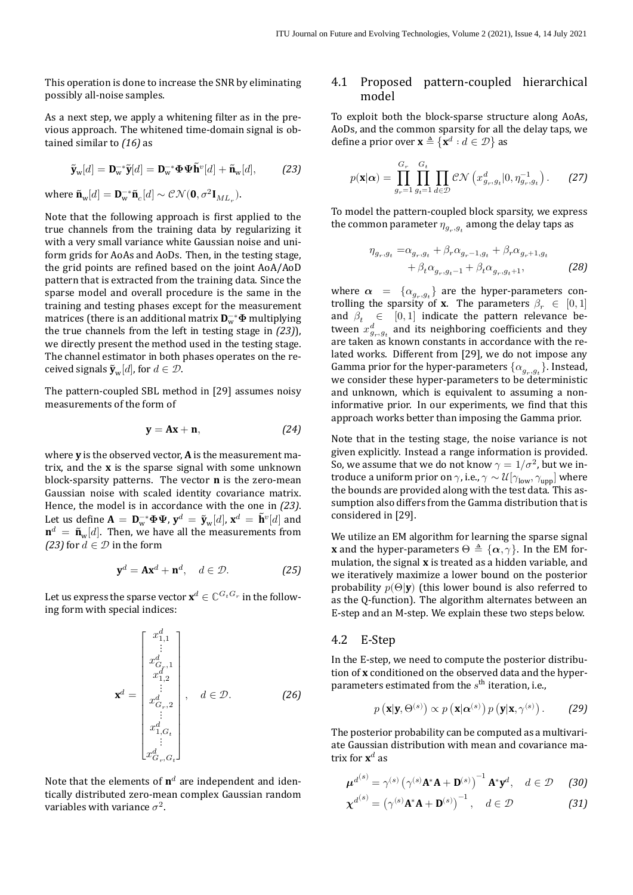This operation is done to increase the SNR by eliminating possibly all-noise samples.

As a next step, we apply a whitening filter as in the previous approach. The whitened time-domain signal is obtained similar to *(16)* as

$$\tilde{\mathbf{y}}_{\mathrm{w}}[d] = \mathbf{D}_{\mathrm{w}}^{-*}\tilde{\mathbf{y}}[d] = \mathbf{D}_{\mathrm{w}}^{-*}\boldsymbol{\Phi}\boldsymbol{\Psi}\tilde{\mathbf{h}}^{v}[d] + \tilde{\mathbf{n}}_{\mathrm{w}}[d], \tag{23}$$

where $\tilde{\mathbf{n}}_{\mathrm{w}}[d] = \mathbf{D}_{\mathrm{w}}^{-*}\tilde{\mathbf{n}}_{c}[d] \sim \mathcal{CN}(\mathbf{0}, \sigma^2\mathbf{I}_{ML_r})$.

Note that the following approach is first applied to the true channels from the training data by regularizing it with a very small variance white Gaussian noise and uniform grids for AoAs and AoDs. Then, in the testing stage, the grid points are refined based on the joint AoA/AoD pattern that is extracted from the training data. Since the sparse model and overall procedure is the same in the training and testing phases except for the measurement matrices (there is an additional matrix $\mathbf{D}_{\mathrm{w}}^{-*}\boldsymbol{\Phi}$ multiplying the true channels from the left in testing stage in *(23)*), we directly present the method used in the testing stage. The channel estimator in both phases operates on the received signals $\tilde{\mathbf{y}}_{\mathrm{w}}[d]$, for $d \in \mathcal{D}$.

The pattern-coupled SBL method in [29] assumes noisy measurements of the form of

$$\mathbf{y} = \mathbf{A}\mathbf{x} + \mathbf{n}, \tag{24}$$

where $\mathbf{y}$ is the observed vector, $\mathbf{A}$ is the measurement matrix, and the $\mathbf{x}$ is the sparse signal with some unknown block-sparsity patterns. The vector $\mathbf{n}$ is the zero-mean Gaussian noise with scaled identity covariance matrix. Hence, the model is in accordance with the one in *(23)*. Let us define $\mathbf{A} = \mathbf{D}_{\mathrm{w}}^{-*}\boldsymbol{\Phi}\boldsymbol{\Psi}$, $\mathbf{y}^{d} = \tilde{\mathbf{y}}_{\mathrm{w}}[d]$, $\mathbf{x}^{d} = \tilde{\mathbf{h}}^{v}[d]$ and $\mathbf{n}^{d} = \tilde{\mathbf{n}}_{\mathrm{w}}[d]$. Then, we have all the measurements from *(23)* for $d \in \mathcal{D}$ in the form

$$\mathbf{y}^{d} = \mathbf{A}\mathbf{x}^{d} + \mathbf{n}^{d}, \quad d \in \mathcal{D}. \tag{25}$$

Let us express the sparse vector $\mathbf{x}^{d} \in \mathbb{C}^{G_t G_r}$ in the following form with special indices:

$$\mathbf{x}^{d} = \begin{bmatrix} x^{d}_{1,1} \\ \vdots \\ x^{d}_{G_r,1} \\ x^{d}_{1,2} \\ \vdots \\ x^{d}_{G_r,2} \\ \vdots \\ x^{d}_{1,G_t} \\ \vdots \\ x^{d}_{G_r,G_t} \end{bmatrix}, \quad d \in \mathcal{D}. \tag{26}$$

Note that the elements of $\mathbf{n}^{d}$ are independent and identically distributed zero-mean complex Gaussian random variables with variance $\sigma^2$.

## 4.1 Proposed pattern-coupled hierarchical model

To exploit both the block-sparse structure along AoAs, AoDs, and the common sparsity for all the delay taps, we define a prior over $\mathbf{x} \triangleq \{\mathbf{x}^{d} : d \in \mathcal{D}\}$ as

$$p(\mathbf{x}|\boldsymbol{\alpha}) = \prod_{g_r=1}^{G_r}\prod_{g_t=1}^{G_t}\prod_{d\in\mathcal{D}} \mathcal{CN}\left(x^{d}_{g_r,g_t}|0, \eta^{-1}_{g_r,g_t}\right). \tag{27}$$

To model the pattern-coupled block sparsity, we express the common parameter $\eta_{g_r,g_t}$ among the delay taps as

$$\begin{aligned}\eta_{g_r,g_t} =& \alpha_{g_r,g_t} + \beta_r\alpha_{g_r-1,g_t} + \beta_r\alpha_{g_r+1,g_t} \\ &+ \beta_t\alpha_{g_r,g_t-1} + \beta_t\alpha_{g_r,g_t+1},\end{aligned} \tag{28}$$

where $\boldsymbol{\alpha} = \{\alpha_{g_r,g_t}\}$ are the hyper-parameters controlling the sparsity of $\mathbf{x}$. The parameters $\beta_r \in [0,1]$ and $\beta_t \in [0,1]$ indicate the pattern relevance between $x^{d}_{g_r,g_t}$ and its neighboring coefficients and they are taken as known constants in accordance with the related works. Different from [29], we do not impose any Gamma prior for the hyper-parameters $\{\alpha_{g_r,g_t}\}$. Instead, we consider these hyper-parameters to be deterministic and unknown, which is equivalent to assuming a non-informative prior. In our experiments, we find that this approach works better than imposing the Gamma prior.

Note that in the testing stage, the noise variance is not given explicitly. Instead a range information is provided. So, we assume that we do not know $\gamma = 1/\sigma^2$, but we introduce a uniform prior on $\gamma$, i.e., $\gamma \sim \mathcal{U}[\gamma_{\text{low}}, \gamma_{\text{upp}}]$ where the bounds are provided along with the test data. This assumption also differs from the Gamma distribution that is considered in [29].

We utilize an EM algorithm for learning the sparse signal $\mathbf{x}$ and the hyper-parameters $\Theta \triangleq \{\boldsymbol{\alpha}, \gamma\}$. In the EM formulation, the signal $\mathbf{x}$ is treated as a hidden variable, and we iteratively maximize a lower bound on the posterior probability $p(\Theta|\mathbf{y})$ (this lower bound is also referred to as the Q-function). The algorithm alternates between an E-step and an M-step. We explain these two steps below.

## 4.2 E-Step

In the E-step, we need to compute the posterior distribution of $\mathbf{x}$ conditioned on the observed data and the hyper-parameters estimated from the $s^{\text{th}}$ iteration, i.e.,

$$p\left(\mathbf{x}|\mathbf{y}, \Theta^{(s)}\right) \propto p\left(\mathbf{x}|\boldsymbol{\alpha}^{(s)}\right)p\left(\mathbf{y}|\mathbf{x}, \gamma^{(s)}\right). \tag{29}$$

The posterior probability can be computed as a multivariate Gaussian distribution with mean and covariance matrix for $\mathbf{x}^{d}$ as

$$\boldsymbol{\mu}^{d^{(s)}} = \gamma^{(s)}\left(\gamma^{(s)}\mathbf{A}^{*}\mathbf{A} + \mathbf{D}^{(s)}\right)^{-1}\mathbf{A}^{*}\mathbf{y}^{d}, \quad d \in \mathcal{D} \tag{30}$$

$$\boldsymbol{\chi}^{d^{(s)}} = \left(\gamma^{(s)}\mathbf{A}^{*}\mathbf{A} + \mathbf{D}^{(s)}\right)^{-1}, \quad d \in \mathcal{D} \tag{31}$$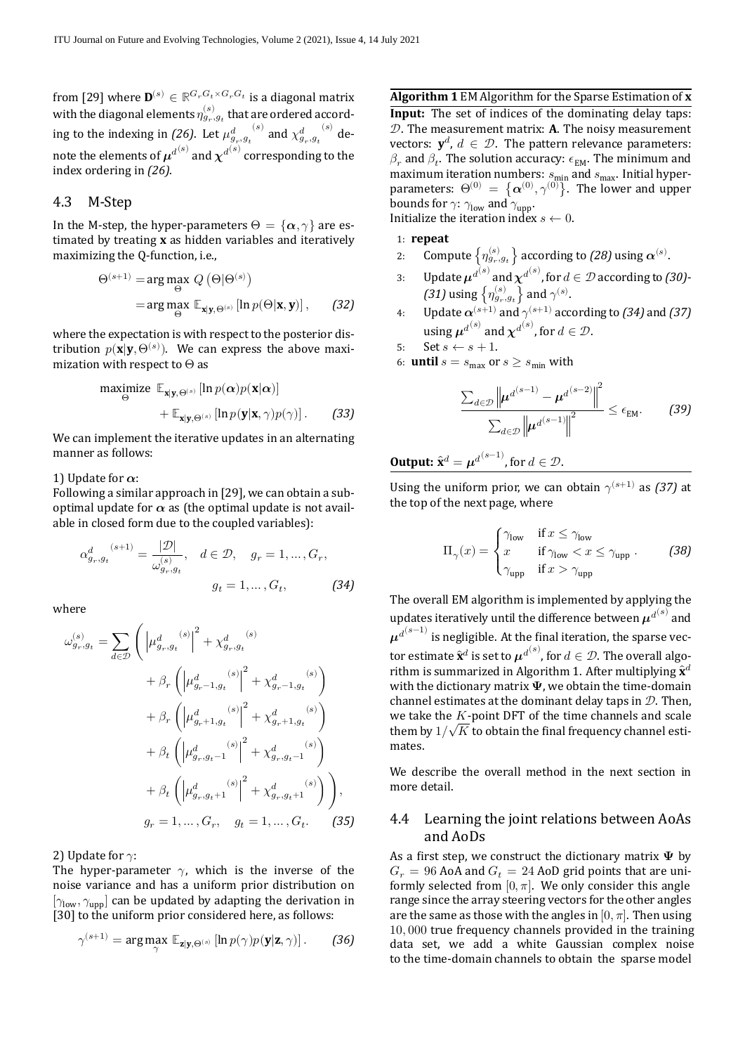from [29] where $\mathbf{D}^{(s)} \in \mathbb{R}^{G_r G_t \times G_r G_t}$ is a diagonal matrix with the diagonal elements $\eta_{g_r,g_t}^{(s)}$ that are ordered according to the indexing in *(26)*. Let ${\mu_{g_r,g_t}^{d}}^{(s)}$ and ${\chi_{g_r,g_t}^{d}}^{(s)}$ denote the elements of ${\boldsymbol{\mu}^{d}}^{(s)}$ and ${\boldsymbol{\chi}^{d}}^{(s)}$ corresponding to the index ordering in *(26)*.

### 4.3 M-Step

In the M-step, the hyper-parameters $\Theta = \{\boldsymbol{\alpha}, \gamma\}$ are estimated by treating $\mathbf{x}$ as hidden variables and iteratively maximizing the Q-function, i.e.,

$$\Theta^{(s+1)} = \arg\max_{\Theta} Q\left(\Theta | \Theta^{(s)}\right) = \arg\max_{\Theta} \mathbb{E}_{\mathbf{x}|\mathbf{y},\Theta^{(s)}}\left[\ln p(\Theta|\mathbf{x}, \mathbf{y})\right], \qquad (32)$$

where the expectation is with respect to the posterior distribution $p(\mathbf{x}|\mathbf{y}, \Theta^{(s)})$. We can express the above maximization with respect to $\Theta$ as

$$\underset{\Theta}{\text{maximize}} \;\; \mathbb{E}_{\mathbf{x}|\mathbf{y},\Theta^{(s)}}\left[\ln p(\boldsymbol{\alpha}) p(\mathbf{x}|\boldsymbol{\alpha})\right] + \mathbb{E}_{\mathbf{x}|\mathbf{y},\Theta^{(s)}}\left[\ln p(\mathbf{y}|\mathbf{x}, \gamma) p(\gamma)\right]. \qquad (33)$$

We can implement the iterative updates in an alternating manner as follows:

1) Update for $\boldsymbol{\alpha}$:
Following a similar approach in [29], we can obtain a suboptimal update for $\boldsymbol{\alpha}$ as (the optimal update is not available in closed form due to the coupled variables):

$${\alpha_{g_r,g_t}^{d}}^{(s+1)} = \frac{|\mathcal{D}|}{\omega_{g_r,g_t}^{(s)}}, \quad d \in \mathcal{D}, \quad g_r = 1, \ldots, G_r, \quad g_t = 1, \ldots, G_t, \qquad (34)$$

where

$$\begin{aligned}
\omega_{g_r,g_t}^{(s)} = \sum_{d\in\mathcal{D}} \Bigg( & \left|{\mu_{g_r,g_t}^{d}}^{(s)}\right|^2 + {\chi_{g_r,g_t}^{d}}^{(s)} \\
& + \beta_r \left( \left|{\mu_{g_r-1,g_t}^{d}}^{(s)}\right|^2 + {\chi_{g_r-1,g_t}^{d}}^{(s)} \right) \\
& + \beta_r \left( \left|{\mu_{g_r+1,g_t}^{d}}^{(s)}\right|^2 + {\chi_{g_r+1,g_t}^{d}}^{(s)} \right) \\
& + \beta_t \left( \left|{\mu_{g_r,g_t-1}^{d}}^{(s)}\right|^2 + {\chi_{g_r,g_t-1}^{d}}^{(s)} \right) \\
& + \beta_t \left( \left|{\mu_{g_r,g_t+1}^{d}}^{(s)}\right|^2 + {\chi_{g_r,g_t+1}^{d}}^{(s)} \right) \Bigg), \\
& g_r = 1, \ldots, G_r, \quad g_t = 1, \ldots, G_t. \qquad (35)
\end{aligned}$$

2) Update for $\gamma$:
The hyper-parameter $\gamma$, which is the inverse of the noise variance and has a uniform prior distribution on $[\gamma_{\text{low}}, \gamma_{\text{upp}}]$ can be updated by adapting the derivation in [30] to the uniform prior considered here, as follows:

$$\gamma^{(s+1)} = \arg\max_{\gamma} \mathbb{E}_{\mathbf{z}|\mathbf{y},\Theta^{(s)}}\left[\ln p(\gamma) p(\mathbf{y}|\mathbf{z}, \gamma)\right]. \qquad (36)$$

**Algorithm 1** EM Algorithm for the Sparse Estimation of $\mathbf{x}$

**Input:** The set of indices of the dominating delay taps: $\mathcal{D}$. The measurement matrix: $\mathbf{A}$. The noisy measurement vectors: $\mathbf{y}^d$, $d \in \mathcal{D}$. The pattern relevance parameters: $\beta_r$ and $\beta_t$. The solution accuracy: $\epsilon_{\text{EM}}$. The minimum and maximum iteration numbers: $s_{\min}$ and $s_{\max}$. Initial hyper-parameters: $\Theta^{(0)} = \{\boldsymbol{\alpha}^{(0)}, \gamma^{(0)}\}$. The lower and upper bounds for $\gamma$: $\gamma_{\text{low}}$ and $\gamma_{\text{upp}}$.
Initialize the iteration index $s \leftarrow 0$.

1: **repeat**
2: Compute $\left\{\eta_{g_r,g_t}^{(s)}\right\}$ according to *(28)* using $\boldsymbol{\alpha}^{(s)}$.
3: Update ${\boldsymbol{\mu}^{d}}^{(s)}$ and ${\boldsymbol{\chi}^{d}}^{(s)}$, for $d \in \mathcal{D}$ according to *(30)*-*(31)* using $\left\{\eta_{g_r,g_t}^{(s)}\right\}$ and $\gamma^{(s)}$.
4: Update $\boldsymbol{\alpha}^{(s+1)}$ and $\gamma^{(s+1)}$ according to *(34)* and *(37)* using ${\boldsymbol{\mu}^{d}}^{(s)}$ and ${\boldsymbol{\chi}^{d}}^{(s)}$, for $d \in \mathcal{D}$.
5: Set $s \leftarrow s + 1$.
6: **until** $s = s_{\max}$ or $s \geq s_{\min}$ with

$$\frac{\sum_{d\in\mathcal{D}} \left\| {\boldsymbol{\mu}^{d}}^{(s-1)} - {\boldsymbol{\mu}^{d}}^{(s-2)} \right\|^2}{\sum_{d\in\mathcal{D}} \left\| {\boldsymbol{\mu}^{d}}^{(s-1)} \right\|^2} \leq \epsilon_{\text{EM}}. \qquad (39)$$

**Output:** $\hat{\mathbf{x}}^d = {\boldsymbol{\mu}^{d}}^{(s-1)}$, for $d \in \mathcal{D}$.

Using the uniform prior, we can obtain $\gamma^{(s+1)}$ as *(37)* at the top of the next page, where

$$\Pi_{\gamma}(x) = \begin{cases} \gamma_{\text{low}} & \text{if } x \leq \gamma_{\text{low}} \\ x & \text{if } \gamma_{\text{low}} < x \leq \gamma_{\text{upp}} \\ \gamma_{\text{upp}} & \text{if } x > \gamma_{\text{upp}} \end{cases}. \qquad (38)$$

The overall EM algorithm is implemented by applying the updates iteratively until the difference between ${\boldsymbol{\mu}^{d}}^{(s)}$ and ${\boldsymbol{\mu}^{d}}^{(s-1)}$ is negligible. At the final iteration, the sparse vector estimate $\hat{\mathbf{x}}^d$ is set to ${\boldsymbol{\mu}^{d}}^{(s)}$, for $d \in \mathcal{D}$. The overall algorithm is summarized in Algorithm 1. After multiplying $\hat{\mathbf{x}}^d$ with the dictionary matrix $\boldsymbol{\Psi}$, we obtain the time-domain channel estimates at the dominant delay taps in $\mathcal{D}$. Then, we take the $K$-point DFT of the time channels and scale them by $1/\sqrt{K}$ to obtain the final frequency channel estimates.

We describe the overall method in the next section in more detail.

### 4.4 Learning the joint relations between AoAs and AoDs

As a first step, we construct the dictionary matrix $\boldsymbol{\Psi}$ by $G_r = 96$ AoA and $G_t = 24$ AoD grid points that are uniformly selected from $[0, \pi]$. We only consider this angle range since the array steering vectors for the other angles are the same as those with the angles in $[0, \pi]$. Then using $10,000$ true frequency channels provided in the training data set, we add a white Gaussian complex noise to the time-domain channels to obtain the sparse model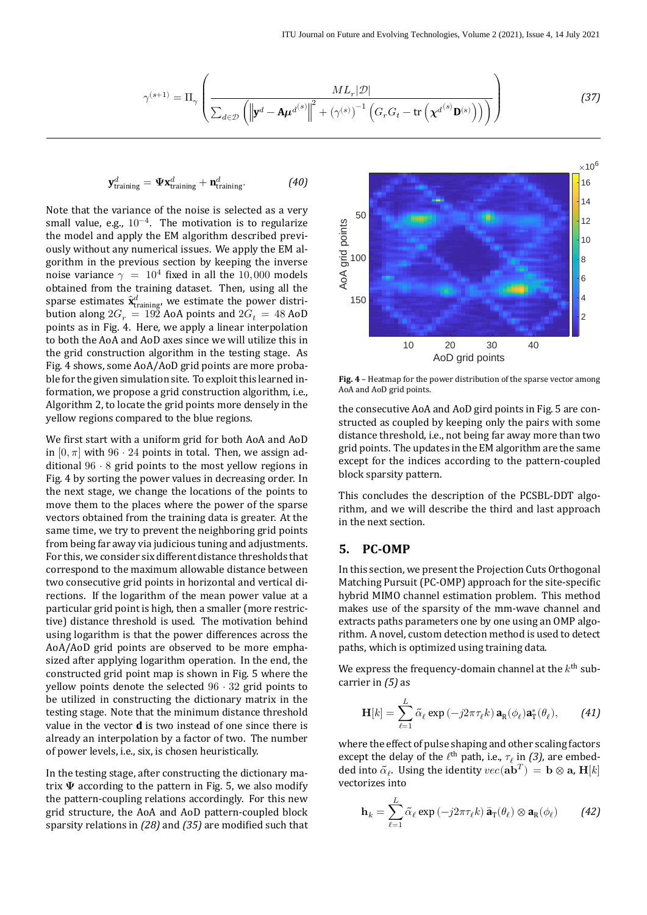$$\gamma^{(s+1)} = \Pi_\gamma \left( \frac{M L_r |\mathcal{D}|}{\sum_{d \in \mathcal{D}} \left( \left\| \mathbf{y}^d - \mathbf{A} \boldsymbol{\mu}^{d^{(s)}} \right\|^2 + \left(\gamma^{(s)}\right)^{-1} \left( G_r G_t - \operatorname{tr}\left( \boldsymbol{\chi}^{d^{(s)}} \mathbf{D}^{(s)} \right) \right) \right)} \right) \tag{37}$$

$$\mathbf{y}^d_{\text{training}} = \boldsymbol{\Psi} \mathbf{x}^d_{\text{training}} + \mathbf{n}^d_{\text{training}}. \tag{40}$$

Note that the variance of the noise is selected as a very small value, e.g., $10^{-4}$. The motivation is to regularize the model and apply the EM algorithm described previously without any numerical issues. We apply the EM algorithm in the previous section by keeping the inverse noise variance $\gamma = 10^4$ fixed in all the $10,000$ models obtained from the training dataset. Then, using all the sparse estimates $\hat{\mathbf{x}}^d_{\text{training}}$, we estimate the power distribution along $2G_r = 192$ AoA points and $2G_t = 48$ AoD points as in Fig. 4. Here, we apply a linear interpolation to both the AoA and AoD axes since we will utilize this in the grid construction algorithm in the testing stage. As Fig. 4 shows, some AoA/AoD grid points are more probable for the given simulation site. To exploit this learned information, we propose a grid construction algorithm, i.e., Algorithm 2, to locate the grid points more densely in the yellow regions compared to the blue regions.

We first start with a uniform grid for both AoA and AoD in $[0, \pi]$ with $96 \cdot 24$ points in total. Then, we assign additional $96 \cdot 8$ grid points to the most yellow regions in Fig. 4 by sorting the power values in decreasing order. In the next stage, we change the locations of the points to move them to the places where the power of the sparse vectors obtained from the training data is greater. At the same time, we try to prevent the neighboring grid points from being far away via judicious tuning and adjustments. For this, we consider six different distance thresholds that correspond to the maximum allowable distance between two consecutive grid points in horizontal and vertical directions. If the logarithm of the mean power value at a particular grid point is high, then a smaller (more restrictive) distance threshold is used. The motivation behind using logarithm is that the power differences across the AoA/AoD grid points are observed to be more emphasized after applying logarithm operation. In the end, the constructed grid point map is shown in Fig. 5 where the yellow points denote the selected $96 \cdot 32$ grid points to be utilized in constructing the dictionary matrix in the testing stage. Note that the minimum distance threshold value in the vector $\mathbf{d}$ is two instead of one since there is already an interpolation by a factor of two. The number of power levels, i.e., six, is chosen heuristically.

In the testing stage, after constructing the dictionary matrix $\boldsymbol{\Psi}$ according to the pattern in Fig. 5, we also modify the pattern-coupling relations accordingly. For this new grid structure, the AoA and AoD pattern-coupled block sparsity relations in *(28)* and *(35)* are modified such that the consecutive AoA and AoD gird points in Fig. 5 are constructed as coupled by keeping only the pairs with some distance threshold, i.e., not being far away more than two grid points. The updates in the EM algorithm are the same except for the indices according to the pattern-coupled block sparsity pattern.

**Fig. 4** – Heatmap for the power distribution of the sparse vector among AoA and AoD grid points.

This concludes the description of the PCSBL-DDT algorithm, and we will describe the third and last approach in the next section.

## 5. PC-OMP

In this section, we present the Projection Cuts Orthogonal Matching Pursuit (PC-OMP) approach for the site-specific hybrid MIMO channel estimation problem. This method makes use of the sparsity of the mm-wave channel and extracts paths parameters one by one using an OMP algorithm. A novel, custom detection method is used to detect paths, which is optimized using training data.

We express the frequency-domain channel at the $k^{\text{th}}$ subcarrier in *(5)* as

$$\mathbf{H}[k] = \sum_{\ell=1}^{L} \tilde{\alpha}_\ell \exp\left(-j2\pi\tau_\ell k\right) \mathbf{a}_{\text{R}}(\phi_\ell) \mathbf{a}^*_{\text{T}}(\theta_\ell), \tag{41}$$

where the effect of pulse shaping and other scaling factors except the delay of the $\ell^{\text{th}}$ path, i.e., $\tau_\ell$ in *(3)*, are embedded into $\tilde{\alpha}_\ell$. Using the identity $vec(\mathbf{a}\mathbf{b}^T) = \mathbf{b} \otimes \mathbf{a}$, $\mathbf{H}[k]$ vectorizes into

$$\mathbf{h}_k = \sum_{\ell=1}^{L} \tilde{\alpha}_\ell \exp\left(-j2\pi\tau_\ell k\right) \bar{\mathbf{a}}_{\text{T}}(\theta_\ell) \otimes \mathbf{a}_{\text{R}}(\phi_\ell) \tag{42}$$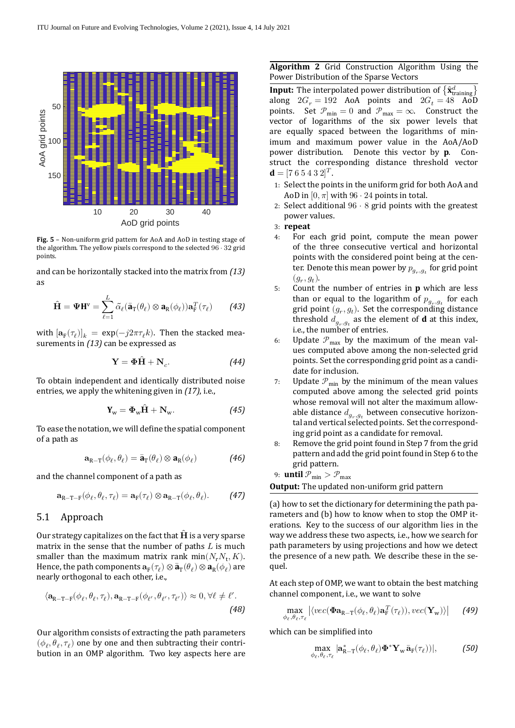**Fig. 5** – Non-uniform grid pattern for AoA and AoD in testing stage of the algorithm. The yellow pixels correspond to the selected $96 \cdot 32$ grid points.

and can be horizontally stacked into the matrix from *(13)* as

$$\hat{\mathbf{H}} = \mathbf{\Psi}\mathbf{H}^{\mathrm{v}} = \sum_{\ell=1}^{L} \tilde{\alpha}_{\ell}(\bar{\mathbf{a}}_{\mathrm{T}}(\theta_{\ell}) \otimes \mathbf{a}_{\mathrm{R}}(\phi_{\ell}))\mathbf{a}_{\mathrm{F}}^{T}(\tau_{\ell}) \qquad (43)$$

with $[\mathbf{a}_{\mathrm{F}}(\tau_{\ell})]_k = \exp(-j2\pi\tau_{\ell}k)$. Then the stacked measurements in *(13)* can be expressed as

$$\mathbf{Y} = \mathbf{\Phi}\hat{\mathbf{H}} + \mathbf{N}_c. \qquad (44)$$

To obtain independent and identically distributed noise entries, we apply the whitening given in *(17)*, i.e.,

$$\mathbf{Y}_{\mathrm{w}} = \mathbf{\Phi}_{\mathrm{w}}\hat{\mathbf{H}} + \mathbf{N}_{\mathrm{w}}. \qquad (45)$$

To ease the notation, we will define the spatial component of a path as

$$\mathbf{a}_{\mathrm{R-T}}(\phi_{\ell}, \theta_{\ell}) = \bar{\mathbf{a}}_{\mathrm{T}}(\theta_{\ell}) \otimes \mathbf{a}_{\mathrm{R}}(\phi_{\ell}) \qquad (46)$$

and the channel component of a path as

$$\mathbf{a}_{\mathrm{R-T-F}}(\phi_{\ell}, \theta_{\ell}, \tau_{\ell}) = \mathbf{a}_{\mathrm{F}}(\tau_{\ell}) \otimes \mathbf{a}_{\mathrm{R-T}}(\phi_{\ell}, \theta_{\ell}). \qquad (47)$$

## 5.1 Approach

Our strategy capitalizes on the fact that $\hat{\mathbf{H}}$ is a very sparse matrix in the sense that the number of paths $L$ is much smaller than the maximum matrix rank $\min(N_{\mathrm{r}}N_{\mathrm{t}}, K)$. Hence, the path components $\mathbf{a}_{\mathrm{F}}(\tau_{\ell}) \otimes \bar{\mathbf{a}}_{\mathrm{T}}(\theta_{\ell}) \otimes \mathbf{a}_{\mathrm{R}}(\phi_{\ell})$ are nearly orthogonal to each other, i.e.,

$$\langle \mathbf{a}_{\mathrm{R-T-F}}(\phi_{\ell}, \theta_{\ell}, \tau_{\ell}), \mathbf{a}_{\mathrm{R-T-F}}(\phi_{\ell'}, \theta_{\ell'}, \tau_{\ell'}) \rangle \approx 0, \forall \ell \neq \ell'. \qquad (48)$$

Our algorithm consists of extracting the path parameters $(\phi_{\ell}, \theta_{\ell}, \tau_{\ell})$ one by one and then subtracting their contribution in an OMP algorithm. Two key aspects here are

---

**Algorithm 2** Grid Construction Algorithm Using the Power Distribution of the Sparse Vectors

**Input:** The interpolated power distribution of $\{\hat{\mathbf{x}}^{d}_{\text{training}}\}$ along $2G_r = 192$ AoA points and $2G_t = 48$ AoD points. Set $\mathcal{P}_{\min} = 0$ and $\mathcal{P}_{\max} = \infty$. Construct the vector of logarithms of the six power levels that are equally spaced between the logarithms of minimum and maximum power value in the AoA/AoD power distribution. Denote this vector by $\mathbf{p}$. Construct the corresponding distance threshold vector $\mathbf{d} = [7\,6\,5\,4\,3\,2]^T$.

1. Select the points in the uniform grid for both AoA and AoD in $[0, \pi]$ with $96 \cdot 24$ points in total.
2. Select additional $96 \cdot 8$ grid points with the greatest power values.
3. **repeat**
4. For each grid point, compute the mean power of the three consecutive vertical and horizontal points with the considered point being at the center. Denote this mean power by $p_{g_r, g_t}$ for grid point $(g_r, g_t)$.
5. Count the number of entries in $\mathbf{p}$ which are less than or equal to the logarithm of $p_{g_r, g_t}$ for each grid point $(g_r, g_t)$. Set the corresponding distance threshold $d_{g_r, g_t}$ as the element of $\mathbf{d}$ at this index, i.e., the number of entries.
6. Update $\mathcal{P}_{\max}$ by the maximum of the mean values computed above among the non-selected grid points. Set the corresponding grid point as a candidate for inclusion.
7. Update $\mathcal{P}_{\min}$ by the minimum of the mean values computed above among the selected grid points whose removal will not alter the maximum allowable distance $d_{g_r, g_t}$ between consecutive horizontal and vertical selected points. Set the corresponding grid point as a candidate for removal.
8. Remove the grid point found in Step 7 from the grid pattern and add the grid point found in Step 6 to the grid pattern.
9. **until** $\mathcal{P}_{\min} > \mathcal{P}_{\max}$

**Output:** The updated non-uniform grid pattern

---

(a) how to set the dictionary for determining the path parameters and (b) how to know when to stop the OMP iterations. Key to the success of our algorithm lies in the way we address these two aspects, i.e., how we search for path parameters by using projections and how we detect the presence of a new path. We describe these in the sequel.

At each step of OMP, we want to obtain the best matching channel component, i.e., we want to solve

$$\max_{\phi_{\ell}, \theta_{\ell}, \tau_{\ell}} \left| \langle vec(\mathbf{\Phi}\mathbf{a}_{\mathrm{R-T}}(\phi_{\ell}, \theta_{\ell})\mathbf{a}_{\mathrm{F}}^{T}(\tau_{\ell})), vec(\mathbf{Y}_{\mathrm{w}}) \rangle \right| \qquad (49)$$

which can be simplified into

$$\max_{\phi_{\ell}, \theta_{\ell}, \tau_{\ell}} |\mathbf{a}^{*}_{\mathrm{R-T}}(\phi_{\ell}, \theta_{\ell})\mathbf{\Phi}^{*}\mathbf{Y}_{\mathrm{w}}\bar{\mathbf{a}}_{\mathrm{F}}(\tau_{\ell}))|, \qquad (50)$$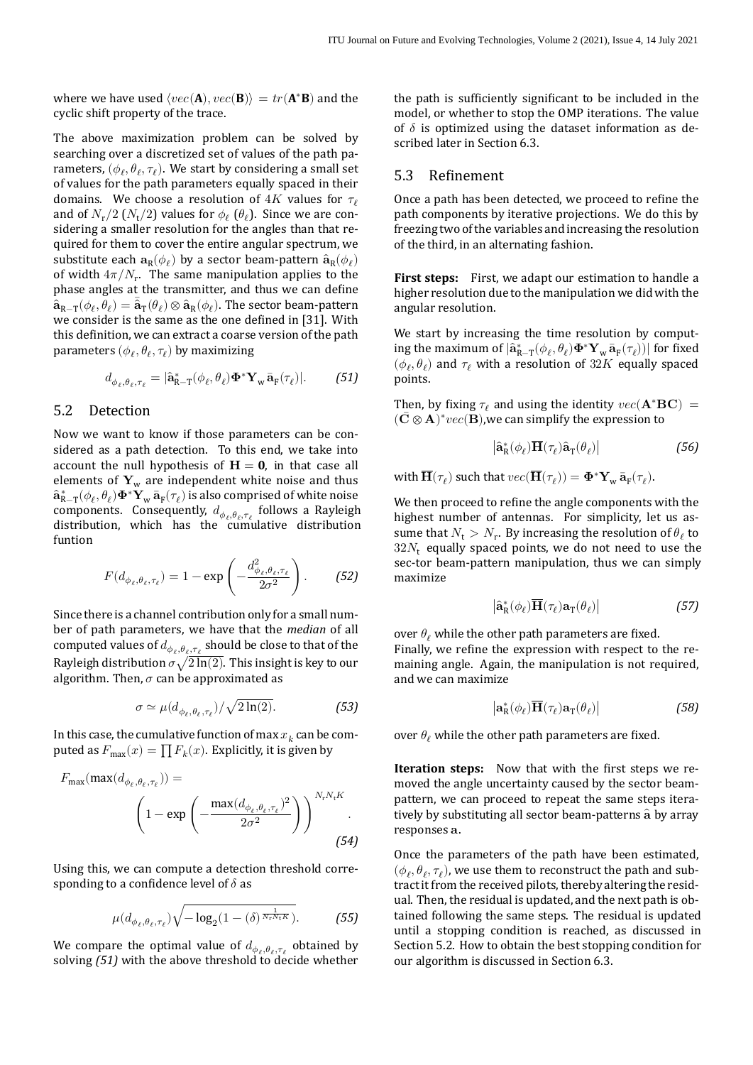where we have used $\langle vec(\mathbf{A}), vec(\mathbf{B})\rangle = tr(\mathbf{A}^*\mathbf{B})$ and the cyclic shift property of the trace.

The above maximization problem can be solved by searching over a discretized set of values of the path parameters, $(\phi_\ell, \theta_\ell, \tau_\ell)$. We start by considering a small set of values for the path parameters equally spaced in their domains. We choose a resolution of $4K$ values for $\tau_\ell$ and of $N_\text{r}/2$ ($N_\text{t}/2$) values for $\phi_\ell$ ($\theta_\ell$). Since we are considering a smaller resolution for the angles than that required for them to cover the entire angular spectrum, we substitute each $\mathbf{a}_\text{R}(\phi_\ell)$ by a sector beam-pattern $\hat{\mathbf{a}}_\text{R}(\phi_\ell)$ of width $4\pi/N_\text{r}$. The same manipulation applies to the phase angles at the transmitter, and thus we can define $\hat{\mathbf{a}}_{\text{R}-\text{T}}(\phi_\ell, \theta_\ell) = \bar{\hat{\mathbf{a}}}_\text{T}(\theta_\ell) \otimes \hat{\mathbf{a}}_\text{R}(\phi_\ell)$. The sector beam-pattern we consider is the same as the one defined in [31]. With this definition, we can extract a coarse version of the path parameters $(\phi_\ell, \theta_\ell, \tau_\ell)$ by maximizing

$$d_{\phi_\ell,\theta_\ell,\tau_\ell} = |\hat{\mathbf{a}}^*_{\text{R}-\text{T}}(\phi_\ell, \theta_\ell)\mathbf{\Phi}^*\mathbf{Y}_\text{w}\,\bar{\mathbf{a}}_\text{F}(\tau_\ell)|. \qquad (51)$$

## 5.2 Detection

Now we want to know if those parameters can be considered as a path detection. To this end, we take into account the null hypothesis of $\mathbf{H} = \mathbf{0}$, in that case all elements of $\mathbf{Y}_\text{w}$ are independent white noise and thus $\hat{\mathbf{a}}^*_{\text{R}-\text{T}}(\phi_\ell, \theta_\ell)\mathbf{\Phi}^*\mathbf{Y}_\text{w}\,\bar{\mathbf{a}}_\text{F}(\tau_\ell)$ is also comprised of white noise components. Consequently, $d_{\phi_\ell,\theta_\ell,\tau_\ell}$ follows a Rayleigh distribution, which has the cumulative distribution funtion

$$F(d_{\phi_\ell,\theta_\ell,\tau_\ell}) = 1 - \exp\left(-\frac{d^2_{\phi_\ell,\theta_\ell,\tau_\ell}}{2\sigma^2}\right). \qquad (52)$$

Since there is a channel contribution only for a small number of path parameters, we have that the *median* of all computed values of $d_{\phi_\ell,\theta_\ell,\tau_\ell}$ should be close to that of the Rayleigh distribution $\sigma\sqrt{2\ln(2)}$. This insight is key to our algorithm. Then, $\sigma$ can be approximated as

$$\sigma \simeq \mu(d_{\phi_\ell,\theta_\ell,\tau_\ell})/\sqrt{2\ln(2)}. \qquad (53)$$

In this case, the cumulative function of $\max x_k$ can be computed as $F_\text{max}(x) = \prod F_k(x)$. Explicitly, it is given by

$$F_\text{max}(\max(d_{\phi_\ell,\theta_\ell,\tau_\ell})) = \left(1 - \exp\left(-\frac{\max(d_{\phi_\ell,\theta_\ell,\tau_\ell})^2}{2\sigma^2}\right)\right)^{N_\text{r}N_\text{t}K}. \qquad (54)$$

Using this, we can compute a detection threshold corresponding to a confidence level of $\delta$ as

$$\mu(d_{\phi_\ell,\theta_\ell,\tau_\ell})\sqrt{-\log_2(1-(\delta)^{\frac{1}{N_\text{r}N_\text{t}K}})}. \qquad (55)$$

We compare the optimal value of $d_{\phi_\ell,\theta_\ell,\tau_\ell}$ obtained by solving *(51)* with the above threshold to decide whether the path is sufficiently significant to be included in the model, or whether to stop the OMP iterations. The value of $\delta$ is optimized using the dataset information as described later in Section 6.3.

## 5.3 Refinement

Once a path has been detected, we proceed to refine the path components by iterative projections. We do this by freezing two of the variables and increasing the resolution of the third, in an alternating fashion.

**First steps:** First, we adapt our estimation to handle a higher resolution due to the manipulation we did with the angular resolution.

We start by increasing the time resolution by computing the maximum of $|\hat{\mathbf{a}}^*_{\text{R}-\text{T}}(\phi_\ell, \theta_\ell)\mathbf{\Phi}^*\mathbf{Y}_\text{w}\,\bar{\mathbf{a}}_\text{F}(\tau_\ell))|$ for fixed $(\phi_\ell, \theta_\ell)$ and $\tau_\ell$ with a resolution of $32K$ equally spaced points.

Then, by fixing $\tau_\ell$ and using the identity $vec(\mathbf{A}^*\mathbf{B}\mathbf{C}) = (\bar{\mathbf{C}} \otimes \mathbf{A})^* vec(\mathbf{B})$,we can simplify the expression to

$$\left|\hat{\mathbf{a}}^*_\text{R}(\phi_\ell)\overline{\mathbf{H}}(\tau_\ell)\hat{\mathbf{a}}_\text{T}(\theta_\ell)\right| \qquad (56)$$

with $\overline{\mathbf{H}}(\tau_\ell)$ such that $vec(\overline{\mathbf{H}}(\tau_\ell)) = \mathbf{\Phi}^*\mathbf{Y}_\text{w}\,\bar{\mathbf{a}}_\text{F}(\tau_\ell)$.

We then proceed to refine the angle components with the highest number of antennas. For simplicity, let us assume that $N_\text{t} > N_\text{r}$. By increasing the resolution of $\theta_\ell$ to $32N_\text{t}$ equally spaced points, we do not need to use the sec-tor beam-pattern manipulation, thus we can simply maximize

$$\left|\hat{\mathbf{a}}^*_\text{R}(\phi_\ell)\overline{\mathbf{H}}(\tau_\ell)\mathbf{a}_\text{T}(\theta_\ell)\right| \qquad (57)$$

over $\theta_\ell$ while the other path parameters are fixed.
Finally, we refine the expression with respect to the remaining angle. Again, the manipulation is not required, and we can maximize

$$\left|\mathbf{a}^*_\text{R}(\phi_\ell)\overline{\mathbf{H}}(\tau_\ell)\mathbf{a}_\text{T}(\theta_\ell)\right| \qquad (58)$$

over $\theta_\ell$ while the other path parameters are fixed.

**Iteration steps:** Now that with the first steps we removed the angle uncertainty caused by the sector beam-pattern, we can proceed to repeat the same steps iteratively by substituting all sector beam-patterns $\hat{\mathbf{a}}$ by array responses $\mathbf{a}$.

Once the parameters of the path have been estimated, $(\phi_\ell, \theta_\ell, \tau_\ell)$, we use them to reconstruct the path and subtract it from the received pilots, thereby altering the residual. Then, the residual is updated, and the next path is obtained following the same steps. The residual is updated until a stopping condition is reached, as discussed in Section 5.2. How to obtain the best stopping condition for our algorithm is discussed in Section 6.3.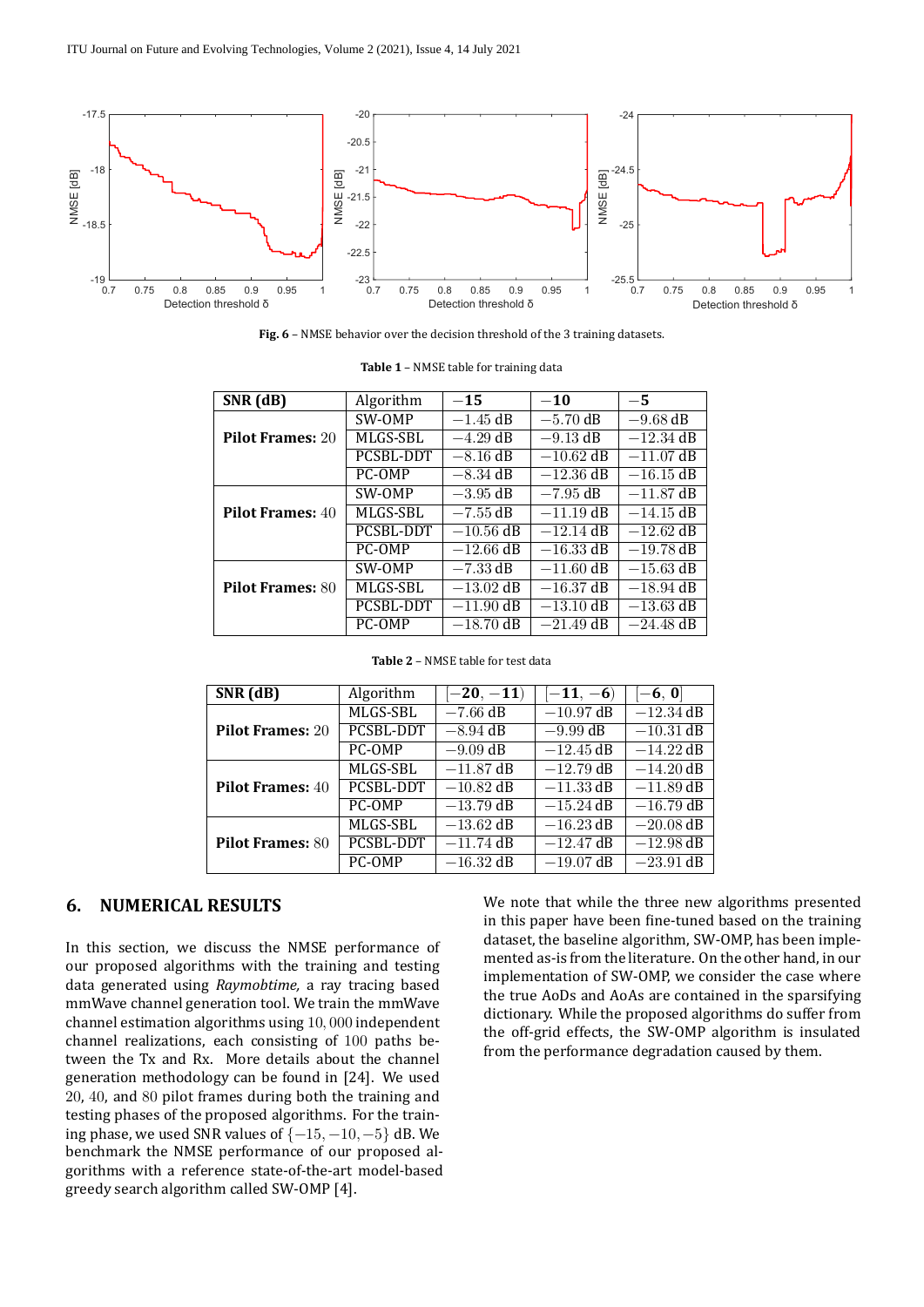Fig. 6 – NMSE behavior over the decision threshold of the 3 training datasets.

**Table 1** – NMSE table for training data

| **SNR (dB)** | Algorithm | $-\mathbf{15}$ | $-\mathbf{10}$ | $-\mathbf{5}$ |
|---|---|---|---|---|
| **Pilot Frames:** 20 | SW-OMP | $-1.45$ dB | $-5.70$ dB | $-9.68$ dB |
| | MLGS-SBL | $-4.29$ dB | $-9.13$ dB | $-12.34$ dB |
| | PCSBL-DDT | $-8.16$ dB | $-10.62$ dB | $-11.07$ dB |
| | PC-OMP | $-8.34$ dB | $-12.36$ dB | $-16.15$ dB |
| **Pilot Frames:** 40 | SW-OMP | $-3.95$ dB | $-7.95$ dB | $-11.87$ dB |
| | MLGS-SBL | $-7.55$ dB | $-11.19$ dB | $-14.15$ dB |
| | PCSBL-DDT | $-10.56$ dB | $-12.14$ dB | $-12.62$ dB |
| | PC-OMP | $-12.66$ dB | $-16.33$ dB | $-19.78$ dB |
| **Pilot Frames:** 80 | SW-OMP | $-7.33$ dB | $-11.60$ dB | $-15.63$ dB |
| | MLGS-SBL | $-13.02$ dB | $-16.37$ dB | $-18.94$ dB |
| | PCSBL-DDT | $-11.90$ dB | $-13.10$ dB | $-13.63$ dB |
| | PC-OMP | $-18.70$ dB | $-21.49$ dB | $-24.48$ dB |

**Table 2** – NMSE table for test data

| **SNR (dB)** | Algorithm | $[-\mathbf{20}, -\mathbf{11})$ | $[-\mathbf{11}, -\mathbf{6})$ | $[-\mathbf{6}, \mathbf{0}]$ |
|---|---|---|---|---|
| **Pilot Frames:** 20 | MLGS-SBL | $-7.66$ dB | $-10.97$ dB | $-12.34$ dB |
| | PCSBL-DDT | $-8.94$ dB | $-9.99$ dB | $-10.31$ dB |
| | PC-OMP | $-9.09$ dB | $-12.45$ dB | $-14.22$ dB |
| **Pilot Frames:** 40 | MLGS-SBL | $-11.87$ dB | $-12.79$ dB | $-14.20$ dB |
| | PCSBL-DDT | $-10.82$ dB | $-11.33$ dB | $-11.89$ dB |
| | PC-OMP | $-13.79$ dB | $-15.24$ dB | $-16.79$ dB |
| **Pilot Frames:** 80 | MLGS-SBL | $-13.62$ dB | $-16.23$ dB | $-20.08$ dB |
| | PCSBL-DDT | $-11.74$ dB | $-12.47$ dB | $-12.98$ dB |
| | PC-OMP | $-16.32$ dB | $-19.07$ dB | $-23.91$ dB |

## 6. NUMERICAL RESULTS

In this section, we discuss the NMSE performance of our proposed algorithms with the training and testing data generated using *Raymobtime,* a ray tracing based mmWave channel generation tool. We train the mmWave channel estimation algorithms using $10,000$ independent channel realizations, each consisting of $100$ paths between the Tx and Rx. More details about the channel generation methodology can be found in [24]. We used $20$, $40$, and $80$ pilot frames during both the training and testing phases of the proposed algorithms. For the training phase, we used SNR values of $\{-15, -10, -5\}$ dB. We benchmark the NMSE performance of our proposed algorithms with a reference state-of-the-art model-based greedy search algorithm called SW-OMP [4].

We note that while the three new algorithms presented in this paper have been fine-tuned based on the training dataset, the baseline algorithm, SW-OMP, has been implemented as-is from the literature. On the other hand, in our implementation of SW-OMP, we consider the case where the true AoDs and AoAs are contained in the sparsifying dictionary. While the proposed algorithms do suffer from the off-grid effects, the SW-OMP algorithm is insulated from the performance degradation caused by them.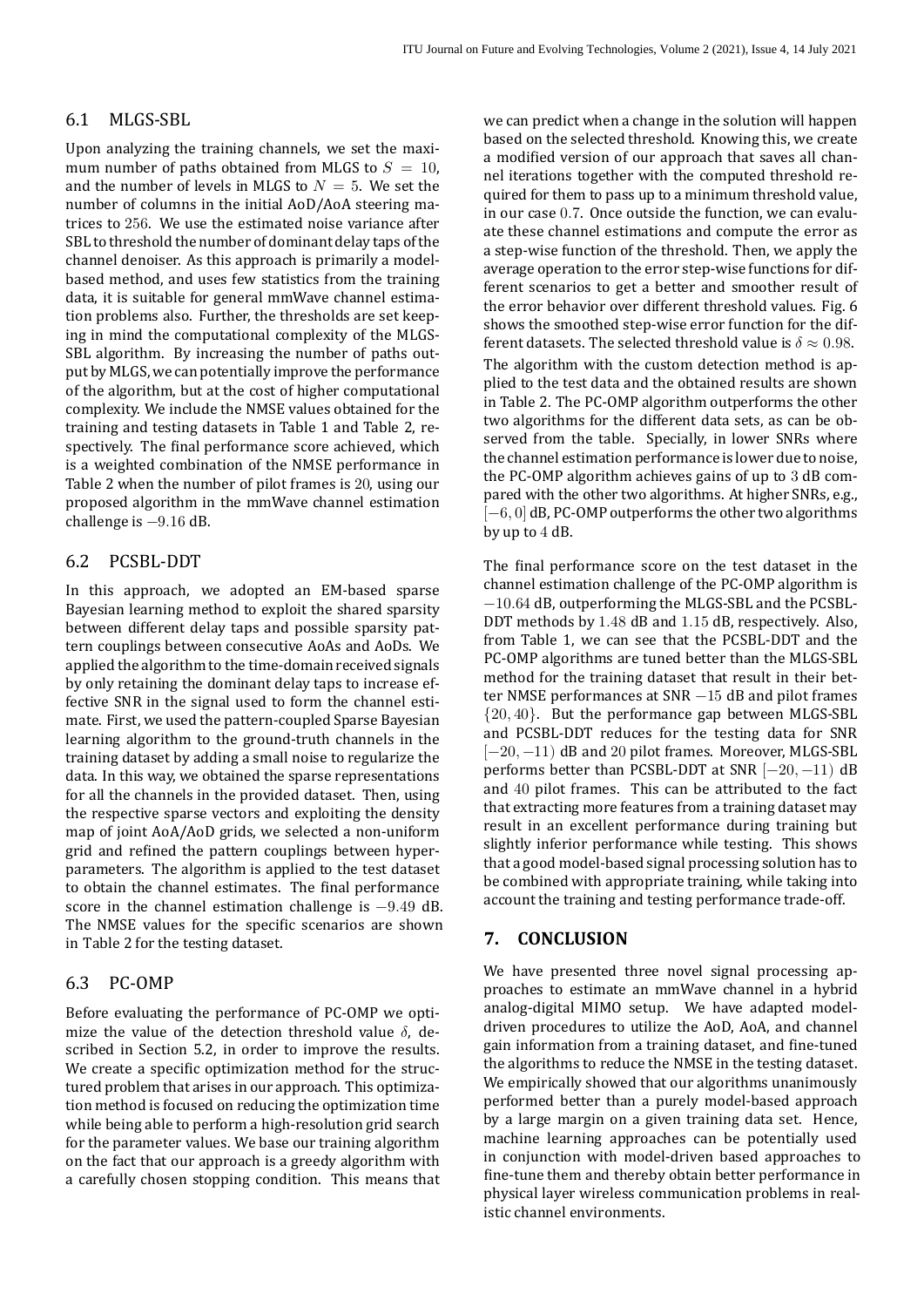### 6.1 MLGS-SBL

Upon analyzing the training channels, we set the maximum number of paths obtained from MLGS to $S = 10$, and the number of levels in MLGS to $N = 5$. We set the number of columns in the initial AoD/AoA steering matrices to $256$. We use the estimated noise variance after SBL to threshold the number of dominant delay taps of the channel denoiser. As this approach is primarily a model-based method, and uses few statistics from the training data, it is suitable for general mmWave channel estimation problems also. Further, the thresholds are set keeping in mind the computational complexity of the MLGS-SBL algorithm. By increasing the number of paths output by MLGS, we can potentially improve the performance of the algorithm, but at the cost of higher computational complexity. We include the NMSE values obtained for the training and testing datasets in Table 1 and Table 2, respectively. The final performance score achieved, which is a weighted combination of the NMSE performance in Table 2 when the number of pilot frames is $20$, using our proposed algorithm in the mmWave channel estimation challenge is $-9.16$ dB.

### 6.2 PCSBL-DDT

In this approach, we adopted an EM-based sparse Bayesian learning method to exploit the shared sparsity between different delay taps and possible sparsity pattern couplings between consecutive AoAs and AoDs. We applied the algorithm to the time-domain received signals by only retaining the dominant delay taps to increase effective SNR in the signal used to form the channel estimate. First, we used the pattern-coupled Sparse Bayesian learning algorithm to the ground-truth channels in the training dataset by adding a small noise to regularize the data. In this way, we obtained the sparse representations for all the channels in the provided dataset. Then, using the respective sparse vectors and exploiting the density map of joint AoA/AoD grids, we selected a non-uniform grid and refined the pattern couplings between hyperparameters. The algorithm is applied to the test dataset to obtain the channel estimates. The final performance score in the channel estimation challenge is $-9.49$ dB. The NMSE values for the specific scenarios are shown in Table 2 for the testing dataset.

### 6.3 PC-OMP

Before evaluating the performance of PC-OMP we optimize the value of the detection threshold value $\delta$, described in Section 5.2, in order to improve the results. We create a specific optimization method for the structured problem that arises in our approach. This optimization method is focused on reducing the optimization time while being able to perform a high-resolution grid search for the parameter values. We base our training algorithm on the fact that our approach is a greedy algorithm with a carefully chosen stopping condition. This means that we can predict when a change in the solution will happen based on the selected threshold. Knowing this, we create a modified version of our approach that saves all channel iterations together with the computed threshold required for them to pass up to a minimum threshold value, in our case $0.7$. Once outside the function, we can evaluate these channel estimations and compute the error as a step-wise function of the threshold. Then, we apply the average operation to the error step-wise functions for different scenarios to get a better and smoother result of the error behavior over different threshold values. Fig. 6 shows the smoothed step-wise error function for the different datasets. The selected threshold value is $\delta \approx 0.98$.

The algorithm with the custom detection method is applied to the test data and the obtained results are shown in Table 2. The PC-OMP algorithm outperforms the other two algorithms for the different data sets, as can be observed from the table. Specially, in lower SNRs where the channel estimation performance is lower due to noise, the PC-OMP algorithm achieves gains of up to $3$ dB compared with the other two algorithms. At higher SNRs, e.g., $[-6, 0]$ dB, PC-OMP outperforms the other two algorithms by up to $4$ dB.

The final performance score on the test dataset in the channel estimation challenge of the PC-OMP algorithm is $-10.64$ dB, outperforming the MLGS-SBL and the PCSBL-DDT methods by $1.48$ dB and $1.15$ dB, respectively. Also, from Table 1, we can see that the PCSBL-DDT and the PC-OMP algorithms are tuned better than the MLGS-SBL method for the training dataset that result in their better NMSE performances at SNR $-15$ dB and pilot frames $\{20, 40\}$. But the performance gap between MLGS-SBL and PCSBL-DDT reduces for the testing data for SNR $[-20, -11)$ dB and $20$ pilot frames. Moreover, MLGS-SBL performs better than PCSBL-DDT at SNR $[-20, -11)$ dB and $40$ pilot frames. This can be attributed to the fact that extracting more features from a training dataset may result in an excellent performance during training but slightly inferior performance while testing. This shows that a good model-based signal processing solution has to be combined with appropriate training, while taking into account the training and testing performance trade-off.

## 7. CONCLUSION

We have presented three novel signal processing approaches to estimate an mmWave channel in a hybrid analog-digital MIMO setup. We have adapted model-driven procedures to utilize the AoD, AoA, and channel gain information from a training dataset, and fine-tuned the algorithms to reduce the NMSE in the testing dataset. We empirically showed that our algorithms unanimously performed better than a purely model-based approach by a large margin on a given training data set. Hence, machine learning approaches can be potentially used in conjunction with model-driven based approaches to fine-tune them and thereby obtain better performance in physical layer wireless communication problems in realistic channel environments.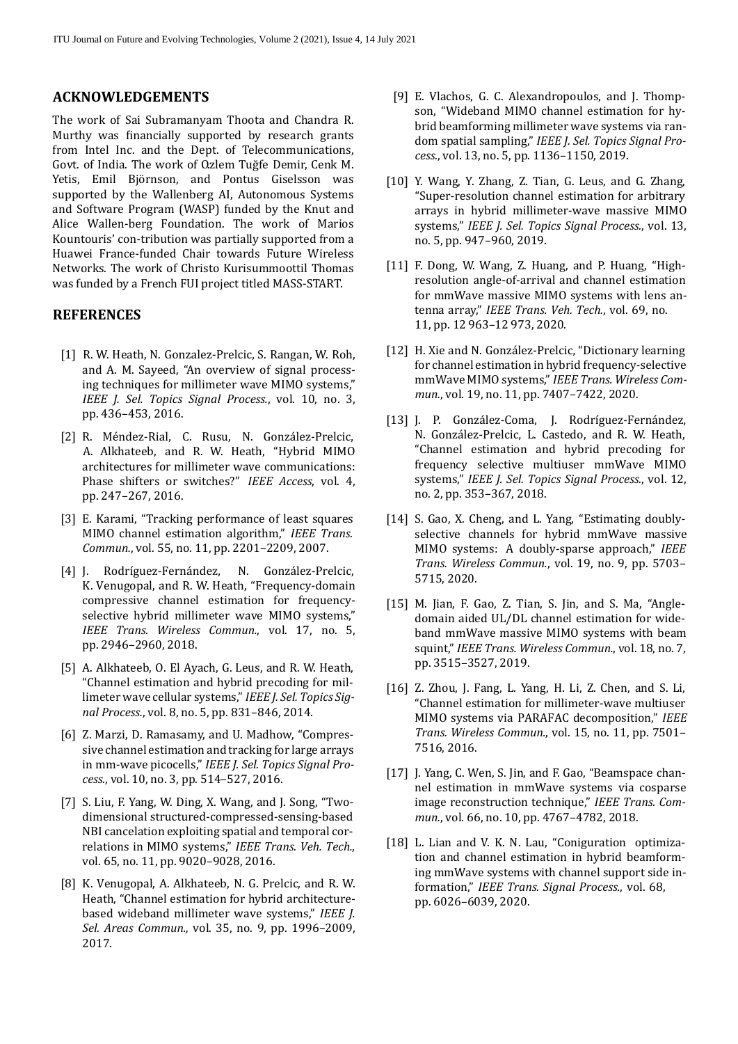## ACKNOWLEDGEMENTS

The work of Sai Subramanyam Thoota and Chandra R. Murthy was financially supported by research grants from Intel Inc. and the Dept. of Telecommunications, Govt. of India. The work of Ozlem Tuğfe Demir, Cenk M. Yetis, Emil Björnson, and Pontus Giselsson was supported by the Wallenberg AI, Autonomous Systems and Software Program (WASP) funded by the Knut and Alice Wallen-berg Foundation. The work of Marios Kountouris' con-tribution was partially supported from a Huawei France-funded Chair towards Future Wireless Networks. The work of Christo Kurisummoottil Thomas was funded by a French FUI project titled MASS-START.

## REFERENCES

[1] R. W. Heath, N. Gonzalez-Prelcic, S. Rangan, W. Roh, and A. M. Sayeed, "An overview of signal processing techniques for millimeter wave MIMO systems," *IEEE J. Sel. Topics Signal Process.*, vol. 10, no. 3, pp. 436–453, 2016.

[2] R. Méndez-Rial, C. Rusu, N. González-Prelcic, A. Alkhateeb, and R. W. Heath, "Hybrid MIMO architectures for millimeter wave communications: Phase shifters or switches?" *IEEE Access*, vol. 4, pp. 247–267, 2016.

[3] E. Karami, "Tracking performance of least squares MIMO channel estimation algorithm," *IEEE Trans. Commun.*, vol. 55, no. 11, pp. 2201–2209, 2007.

[4] J. Rodríguez-Fernández, N. González-Prelcic, K. Venugopal, and R. W. Heath, "Frequency-domain compressive channel estimation for frequency-selective hybrid millimeter wave MIMO systems," *IEEE Trans. Wireless Commun.*, vol. 17, no. 5, pp. 2946–2960, 2018.

[5] A. Alkhateeb, O. El Ayach, G. Leus, and R. W. Heath, "Channel estimation and hybrid precoding for millimeter wave cellular systems," *IEEE J. Sel. Topics Signal Process.*, vol. 8, no. 5, pp. 831–846, 2014.

[6] Z. Marzi, D. Ramasamy, and U. Madhow, "Compressive channel estimation and tracking for large arrays in mm-wave picocells," *IEEE J. Sel. Topics Signal Process.*, vol. 10, no. 3, pp. 514–527, 2016.

[7] S. Liu, F. Yang, W. Ding, X. Wang, and J. Song, "Two-dimensional structured-compressed-sensing-based NBI cancelation exploiting spatial and temporal correlations in MIMO systems," *IEEE Trans. Veh. Tech.*, vol. 65, no. 11, pp. 9020–9028, 2016.

[8] K. Venugopal, A. Alkhateeb, N. G. Prelcic, and R. W. Heath, "Channel estimation for hybrid architecture-based wideband millimeter wave systems," *IEEE J. Sel. Areas Commun.,* vol. 35, no. 9, pp. 1996–2009, 2017.

[9] E. Vlachos, G. C. Alexandropoulos, and J. Thompson, "Wideband MIMO channel estimation for hybrid beamforming millimeter wave systems via random spatial sampling," *IEEE J. Sel. Topics Signal Process.*, vol. 13, no. 5, pp. 1136–1150, 2019.

[10] Y. Wang, Y. Zhang, Z. Tian, G. Leus, and G. Zhang, "Super-resolution channel estimation for arbitrary arrays in hybrid millimeter-wave massive MIMO systems," *IEEE J. Sel. Topics Signal Process.*, vol. 13, no. 5, pp. 947–960, 2019.

[11] F. Dong, W. Wang, Z. Huang, and P. Huang, "High-resolution angle-of-arrival and channel estimation for mmWave massive MIMO systems with lens antenna array," *IEEE Trans. Veh. Tech.*, vol. 69, no. 11, pp. 12 963–12 973, 2020.

[12] H. Xie and N. González-Prelcic, "Dictionary learning for channel estimation in hybrid frequency-selective mmWave MIMO systems," *IEEE Trans. Wireless Commun.*, vol. 19, no. 11, pp. 7407–7422, 2020.

[13] J. P. González-Coma, J. Rodríguez-Fernández, N. González-Prelcic, L. Castedo, and R. W. Heath, "Channel estimation and hybrid precoding for frequency selective multiuser mmWave MIMO systems," *IEEE J. Sel. Topics Signal Process.*, vol. 12, no. 2, pp. 353–367, 2018.

[14] S. Gao, X. Cheng, and L. Yang, "Estimating doubly-selective channels for hybrid mmWave massive MIMO systems: A doubly-sparse approach," *IEEE Trans. Wireless Commun.*, vol. 19, no. 9, pp. 5703–5715, 2020.

[15] M. Jian, F. Gao, Z. Tian, S. Jin, and S. Ma, "Angle-domain aided UL/DL channel estimation for wideband mmWave massive MIMO systems with beam squint," *IEEE Trans. Wireless Commun.*, vol. 18, no. 7, pp. 3515–3527, 2019.

[16] Z. Zhou, J. Fang, L. Yang, H. Li, Z. Chen, and S. Li, "Channel estimation for millimeter-wave multiuser MIMO systems via PARAFAC decomposition," *IEEE Trans. Wireless Commun.*, vol. 15, no. 11, pp. 7501–7516, 2016.

[17] J. Yang, C. Wen, S. Jin, and F. Gao, "Beamspace channel estimation in mmWave systems via cosparse image reconstruction technique," *IEEE Trans. Commun.*, vol. 66, no. 10, pp. 4767–4782, 2018.

[18] L. Lian and V. K. N. Lau, "Coniguration optimization and channel estimation in hybrid beamforming mmWave systems with channel support side information," *IEEE Trans. Signal Process.*, vol. 68, pp. 6026–6039, 2020.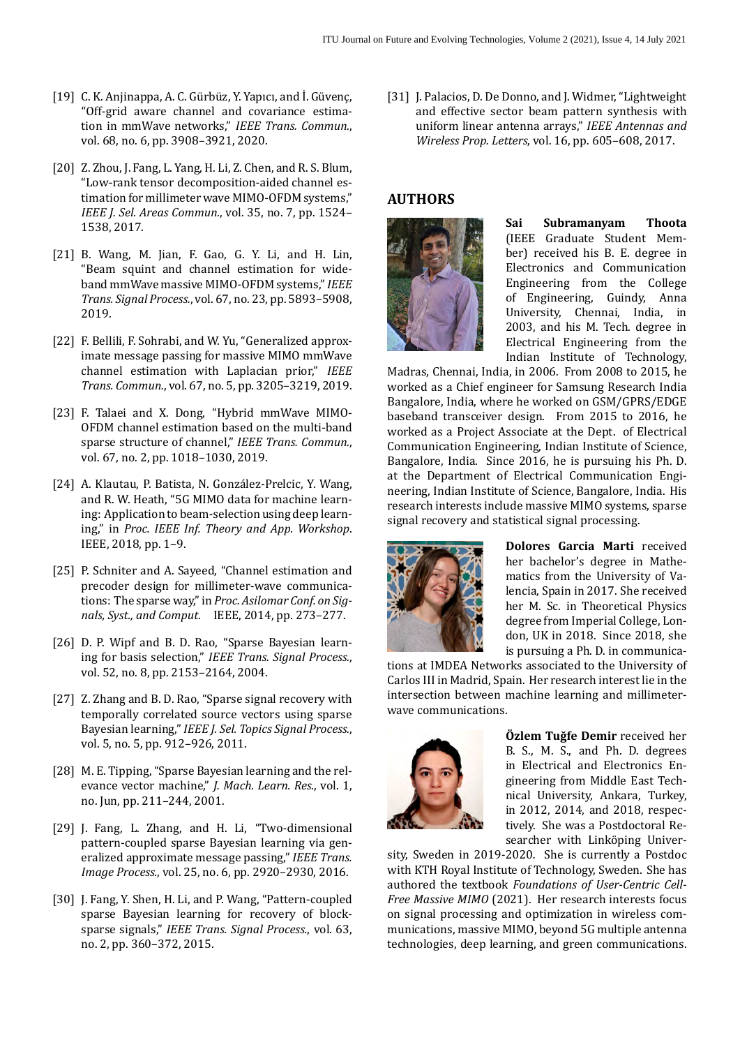[19] C. K. Anjinappa, A. C. Gürbüz, Y. Yapıcı, and İ. Güvenç, "Off-grid aware channel and covariance estimation in mmWave networks," *IEEE Trans. Commun.*, vol. 68, no. 6, pp. 3908–3921, 2020.

[20] Z. Zhou, J. Fang, L. Yang, H. Li, Z. Chen, and R. S. Blum, "Low-rank tensor decomposition-aided channel estimation for millimeter wave MIMO-OFDM systems," *IEEE J. Sel. Areas Commun.*, vol. 35, no. 7, pp. 1524–1538, 2017.

[21] B. Wang, M. Jian, F. Gao, G. Y. Li, and H. Lin, "Beam squint and channel estimation for wideband mmWave massive MIMO-OFDM systems," *IEEE Trans. Signal Process.*, vol. 67, no. 23, pp. 5893–5908, 2019.

[22] F. Bellili, F. Sohrabi, and W. Yu, "Generalized approximate message passing for massive MIMO mmWave channel estimation with Laplacian prior," *IEEE Trans. Commun.*, vol. 67, no. 5, pp. 3205–3219, 2019.

[23] F. Talaei and X. Dong, "Hybrid mmWave MIMO-OFDM channel estimation based on the multi-band sparse structure of channel," *IEEE Trans. Commun.*, vol. 67, no. 2, pp. 1018–1030, 2019.

[24] A. Klautau, P. Batista, N. González-Prelcic, Y. Wang, and R. W. Heath, "5G MIMO data for machine learning: Application to beam-selection using deep learning," in *Proc. IEEE Inf. Theory and App. Workshop*. IEEE, 2018, pp. 1–9.

[25] P. Schniter and A. Sayeed, "Channel estimation and precoder design for millimeter-wave communications: The sparse way," in *Proc. Asilomar Conf. on Signals, Syst., and Comput.* IEEE, 2014, pp. 273–277.

[26] D. P. Wipf and B. D. Rao, "Sparse Bayesian learning for basis selection," *IEEE Trans. Signal Process.*, vol. 52, no. 8, pp. 2153–2164, 2004.

[27] Z. Zhang and B. D. Rao, "Sparse signal recovery with temporally correlated source vectors using sparse Bayesian learning," *IEEE J. Sel. Topics Signal Process.*, vol. 5, no. 5, pp. 912–926, 2011.

[28] M. E. Tipping, "Sparse Bayesian learning and the relevance vector machine," *J. Mach. Learn. Res.*, vol. 1, no. Jun, pp. 211–244, 2001.

[29] J. Fang, L. Zhang, and H. Li, "Two-dimensional pattern-coupled sparse Bayesian learning via generalized approximate message passing," *IEEE Trans. Image Process.*, vol. 25, no. 6, pp. 2920–2930, 2016.

[30] J. Fang, Y. Shen, H. Li, and P. Wang, "Pattern-coupled sparse Bayesian learning for recovery of block-sparse signals," *IEEE Trans. Signal Process.*, vol. 63, no. 2, pp. 360–372, 2015.

[31] J. Palacios, D. De Donno, and J. Widmer, "Lightweight and effective sector beam pattern synthesis with uniform linear antenna arrays," *IEEE Antennas and Wireless Prop. Letters*, vol. 16, pp. 605–608, 2017.

## AUTHORS

**Sai Subramanyam Thoota** (IEEE Graduate Student Member) received his B. E. degree in Electronics and Communication Engineering from the College of Engineering, Guindy, Anna University, Chennai, India, in 2003, and his M. Tech. degree in Electrical Engineering from the Indian Institute of Technology, Madras, Chennai, India, in 2006. From 2008 to 2015, he worked as a Chief engineer for Samsung Research India Bangalore, India, where he worked on GSM/GPRS/EDGE baseband transceiver design. From 2015 to 2016, he worked as a Project Associate at the Dept. of Electrical Communication Engineering, Indian Institute of Science, Bangalore, India. Since 2016, he is pursuing his Ph. D. at the Department of Electrical Communication Engineering, Indian Institute of Science, Bangalore, India. His research interests include massive MIMO systems, sparse signal recovery and statistical signal processing.

**Dolores Garcia Marti** received her bachelor's degree in Mathematics from the University of Valencia, Spain in 2017. She received her M. Sc. in Theoretical Physics degree from Imperial College, London, UK in 2018. Since 2018, she is pursuing a Ph. D. in communications at IMDEA Networks associated to the University of Carlos III in Madrid, Spain. Her research interest lie in the intersection between machine learning and millimeter-wave communications.

**Özlem Tuğfe Demir** received her B. S., M. S., and Ph. D. degrees in Electrical and Electronics Engineering from Middle East Technical University, Ankara, Turkey, in 2012, 2014, and 2018, respectively. She was a Postdoctoral Researcher with Linköping University, Sweden in 2019-2020. She is currently a Postdoc with KTH Royal Institute of Technology, Sweden. She has authored the textbook *Foundations of User-Centric Cell-Free Massive MIMO* (2021). Her research interests focus on signal processing and optimization in wireless communications, massive MIMO, beyond 5G multiple antenna technologies, deep learning, and green communications.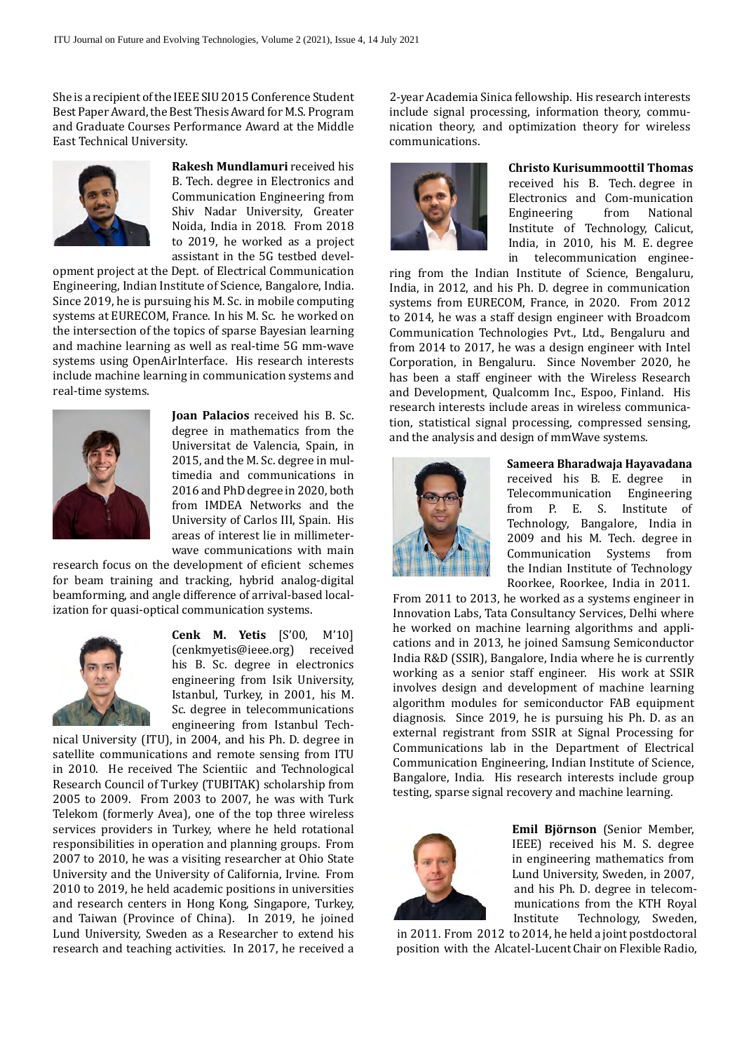She is a recipient of the IEEE SIU 2015 Conference Student Best Paper Award, the Best Thesis Award for M.S. Program and Graduate Courses Performance Award at the Middle East Technical University.

**Rakesh Mundlamuri** received his B. Tech. degree in Electronics and Communication Engineering from Shiv Nadar University, Greater Noida, India in 2018. From 2018 to 2019, he worked as a project assistant in the 5G testbed development project at the Dept. of Electrical Communication Engineering, Indian Institute of Science, Bangalore, India. Since 2019, he is pursuing his M. Sc. in mobile computing systems at EURECOM, France. In his M. Sc. he worked on the intersection of the topics of sparse Bayesian learning and machine learning as well as real-time 5G mm-wave systems using OpenAirInterface. His research interests include machine learning in communication systems and real-time systems.

**Joan Palacios** received his B. Sc. degree in mathematics from the Universitat de Valencia, Spain, in 2015, and the M. Sc. degree in multimedia and communications in 2016 and PhD degree in 2020, both from IMDEA Networks and the University of Carlos III, Spain. His areas of interest lie in millimeter-wave communications with main research focus on the development of eficient schemes for beam training and tracking, hybrid analog-digital beamforming, and angle difference of arrival-based localization for quasi-optical communication systems.

**Cenk M. Yetis** [S'00, M'10] (cenkmyetis@ieee.org) received his B. Sc. degree in electronics engineering from Isik University, Istanbul, Turkey, in 2001, his M. Sc. degree in telecommunications engineering from Istanbul Technical University (ITU), in 2004, and his Ph. D. degree in satellite communications and remote sensing from ITU in 2010. He received The Scientiic and Technological Research Council of Turkey (TUBITAK) scholarship from 2005 to 2009. From 2003 to 2007, he was with Turk Telekom (formerly Avea), one of the top three wireless services providers in Turkey, where he held rotational responsibilities in operation and planning groups. From 2007 to 2010, he was a visiting researcher at Ohio State University and the University of California, Irvine. From 2010 to 2019, he held academic positions in universities and research centers in Hong Kong, Singapore, Turkey, and Taiwan (Province of China). In 2019, he joined Lund University, Sweden as a Researcher to extend his research and teaching activities. In 2017, he received a 2-year Academia Sinica fellowship. His research interests include signal processing, information theory, communication theory, and optimization theory for wireless communications.

**Christo Kurisummoottil Thomas** received his B. Tech. degree in Electronics and Com-munication Engineering from National Institute of Technology, Calicut, India, in 2010, his M. E. degree in telecommunication engineering from the Indian Institute of Science, Bengaluru, India, in 2012, and his Ph. D. degree in communication systems from EURECOM, France, in 2020. From 2012 to 2014, he was a staff design engineer with Broadcom Communication Technologies Pvt., Ltd., Bengaluru and from 2014 to 2017, he was a design engineer with Intel Corporation, in Bengaluru. Since November 2020, he has been a staff engineer with the Wireless Research and Development, Qualcomm Inc., Espoo, Finland. His research interests include areas in wireless communication, statistical signal processing, compressed sensing, and the analysis and design of mmWave systems.

**Sameera Bharadwaja Hayavadana** received his B. E. degree in Telecommunication Engineering from P. E. S. Institute of Technology, Bangalore, India in 2009 and his M. Tech. degree in Communication Systems from the Indian Institute of Technology Roorkee, Roorkee, India in 2011. From 2011 to 2013, he worked as a systems engineer in Innovation Labs, Tata Consultancy Services, Delhi where he worked on machine learning algorithms and applications and in 2013, he joined Samsung Semiconductor India R&D (SSIR), Bangalore, India where he is currently working as a senior staff engineer. His work at SSIR involves design and development of machine learning algorithm modules for semiconductor FAB equipment diagnosis. Since 2019, he is pursuing his Ph. D. as an external registrant from SSIR at Signal Processing for Communications lab in the Department of Electrical Communication Engineering, Indian Institute of Science, Bangalore, India. His research interests include group testing, sparse signal recovery and machine learning.

**Emil Björnson** (Senior Member, IEEE) received his M. S. degree in engineering mathematics from Lund University, Sweden, in 2007, and his Ph. D. degree in telecommunications from the KTH Royal Institute Technology, Sweden, in 2011. From 2012 to 2014, he held a joint postdoctoral position with the Alcatel-Lucent Chair on Flexible Radio,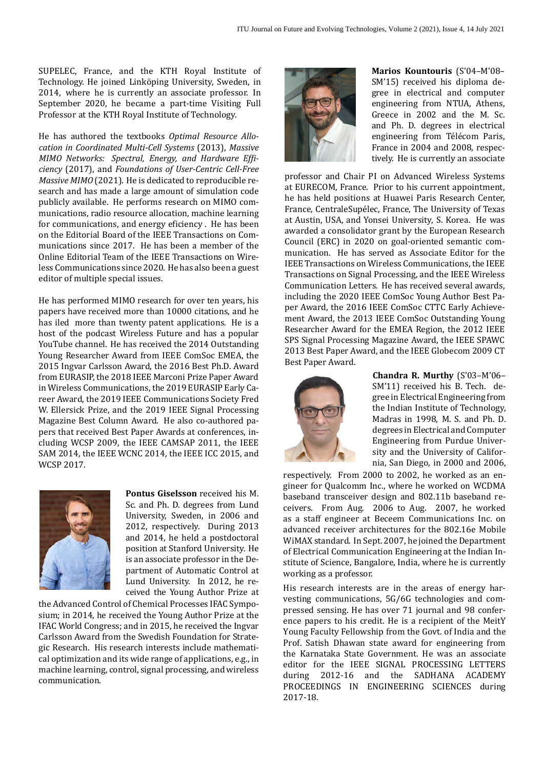SUPELEC, France, and the KTH Royal Institute of Technology. He joined Linköping University, Sweden, in 2014, where he is currently an associate professor. In September 2020, he became a part-time Visiting Full Professor at the KTH Royal Institute of Technology.

He has authored the textbooks *Optimal Resource Allocation in Coordinated Multi-Cell Systems* (2013), *Massive MIMO Networks: Spectral, Energy, and Hardware Efficiency* (2017), and *Foundations of User-Centric Cell-Free Massive MIMO* (2021). He is dedicated to reproducible research and has made a large amount of simulation code publicly available. He performs research on MIMO communications, radio resource allocation, machine learning for communications, and energy eficiency . He has been on the Editorial Board of the IEEE Transactions on Communications since 2017. He has been a member of the Online Editorial Team of the IEEE Transactions on Wireless Communications since 2020. He has also been a guest editor of multiple special issues.

He has performed MIMO research for over ten years, his papers have received more than 10000 citations, and he has iled more than twenty patent applications. He is a host of the podcast Wireless Future and has a popular YouTube channel. He has received the 2014 Outstanding Young Researcher Award from IEEE ComSoc EMEA, the 2015 Ingvar Carlsson Award, the 2016 Best Ph.D. Award from EURASIP, the 2018 IEEE Marconi Prize Paper Award in Wireless Communications, the 2019 EURASIP Early Career Award, the 2019 IEEE Communications Society Fred W. Ellersick Prize, and the 2019 IEEE Signal Processing Magazine Best Column Award. He also co-authored papers that received Best Paper Awards at conferences, including WCSP 2009, the IEEE CAMSAP 2011, the IEEE SAM 2014, the IEEE WCNC 2014, the IEEE ICC 2015, and WCSP 2017.

**Pontus Giselsson** received his M. Sc. and Ph. D. degrees from Lund University, Sweden, in 2006 and 2012, respectively. During 2013 and 2014, he held a postdoctoral position at Stanford University. He is an associate professor in the Department of Automatic Control at Lund University. In 2012, he received the Young Author Prize at the Advanced Control of Chemical Processes IFAC Symposium; in 2014, he received the Young Author Prize at the IFAC World Congress; and in 2015, he received the Ingvar Carlsson Award from the Swedish Foundation for Strategic Research. His research interests include mathematical optimization and its wide range of applications, e.g., in machine learning, control, signal processing, and wireless communication.

**Marios Kountouris** (S'04–M'08–SM'15) received his diploma degree in electrical and computer engineering from NTUA, Athens, Greece in 2002 and the M. Sc. and Ph. D. degrees in electrical engineering from Télécom Paris, France in 2004 and 2008, respectively. He is currently an associate professor and Chair PI on Advanced Wireless Systems at EURECOM, France. Prior to his current appointment, he has held positions at Huawei Paris Research Center, France, CentraleSupélec, France, The University of Texas at Austin, USA, and Yonsei University, S. Korea. He was awarded a consolidator grant by the European Research Council (ERC) in 2020 on goal-oriented semantic communication. He has served as Associate Editor for the IEEE Transactions on Wireless Communications, the IEEE Transactions on Signal Processing, and the IEEE Wireless Communication Letters. He has received several awards, including the 2020 IEEE ComSoc Young Author Best Paper Award, the 2016 IEEE ComSoc CTTC Early Achievement Award, the 2013 IEEE ComSoc Outstanding Young Researcher Award for the EMEA Region, the 2012 IEEE SPS Signal Processing Magazine Award, the IEEE SPAWC 2013 Best Paper Award, and the IEEE Globecom 2009 CT Best Paper Award.

**Chandra R. Murthy** (S'03–M'06–SM'11) received his B. Tech. degree in Electrical Engineering from the Indian Institute of Technology, Madras in 1998, M. S. and Ph. D. degrees in Electrical and Computer Engineering from Purdue University and the University of California, San Diego, in 2000 and 2006, respectively. From 2000 to 2002, he worked as an engineer for Qualcomm Inc., where he worked on WCDMA baseband transceiver design and 802.11b baseband receivers. From Aug. 2006 to Aug. 2007, he worked as a staff engineer at Beceem Communications Inc. on advanced receiver architectures for the 802.16e Mobile WiMAX standard. In Sept. 2007, he joined the Department of Electrical Communication Engineering at the Indian Institute of Science, Bangalore, India, where he is currently working as a professor.

His research interests are in the areas of energy harvesting communications, 5G/6G technologies and compressed sensing. He has over 71 journal and 98 conference papers to his credit. He is a recipient of the MeitY Young Faculty Fellowship from the Govt. of India and the Prof. Satish Dhawan state award for engineering from the Karnataka State Government. He was an associate editor for the IEEE SIGNAL PROCESSING LETTERS during 2012-16 and the SADHANA ACADEMY PROCEEDINGS IN ENGINEERING SCIENCES during 2017-18.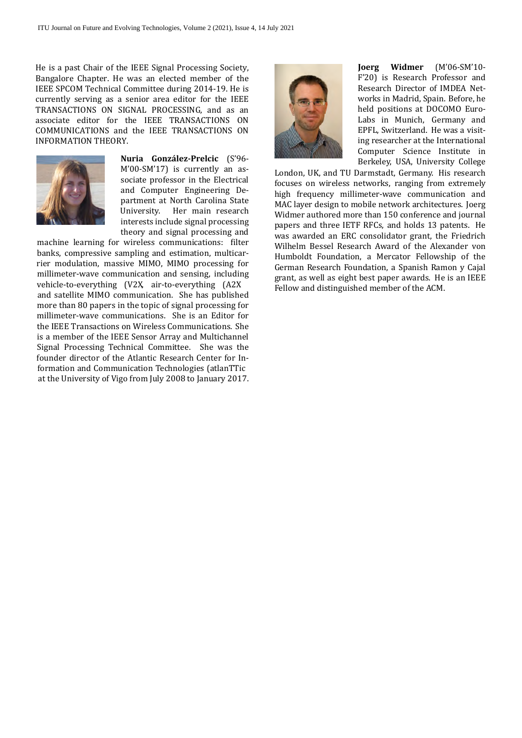He is a past Chair of the IEEE Signal Processing Society, Bangalore Chapter. He was an elected member of the IEEE SPCOM Technical Committee during 2014-19. He is currently serving as a senior area editor for the IEEE TRANSACTIONS ON SIGNAL PROCESSING, and as an associate editor for the IEEE TRANSACTIONS ON COMMUNICATIONS and the IEEE TRANSACTIONS ON INFORMATION THEORY.

**Nuria González-Prelcic** (S'96-M'00-SM'17) is currently an associate professor in the Electrical and Computer Engineering Department at North Carolina State University. Her main research interests include signal processing theory and signal processing and machine learning for wireless communications: filter banks, compressive sampling and estimation, multicarrier modulation, massive MIMO, MIMO processing for millimeter-wave communication and sensing, including vehicle-to-everything (V2X, air-to-everything (A2X and satellite MIMO communication. She has published more than 80 papers in the topic of signal processing for millimeter-wave communications. She is an Editor for the IEEE Transactions on Wireless Communications. She is a member of the IEEE Sensor Array and Multichannel Signal Processing Technical Committee. She was the founder director of the Atlantic Research Center for Information and Communication Technologies (atlanTTic at the University of Vigo from July 2008 to January 2017.

**Joerg Widmer** (M'06-SM'10-F'20) is Research Professor and Research Director of IMDEA Networks in Madrid, Spain. Before, he held positions at DOCOMO Euro-Labs in Munich, Germany and EPFL, Switzerland. He was a visiting researcher at the International Computer Science Institute in Berkeley, USA, University College London, UK, and TU Darmstadt, Germany. His research focuses on wireless networks, ranging from extremely high frequency millimeter-wave communication and MAC layer design to mobile network architectures. Joerg Widmer authored more than 150 conference and journal papers and three IETF RFCs, and holds 13 patents. He was awarded an ERC consolidator grant, the Friedrich Wilhelm Bessel Research Award of the Alexander von Humboldt Foundation, a Mercator Fellowship of the German Research Foundation, a Spanish Ramon y Cajal grant, as well as eight best paper awards. He is an IEEE Fellow and distinguished member of the ACM.